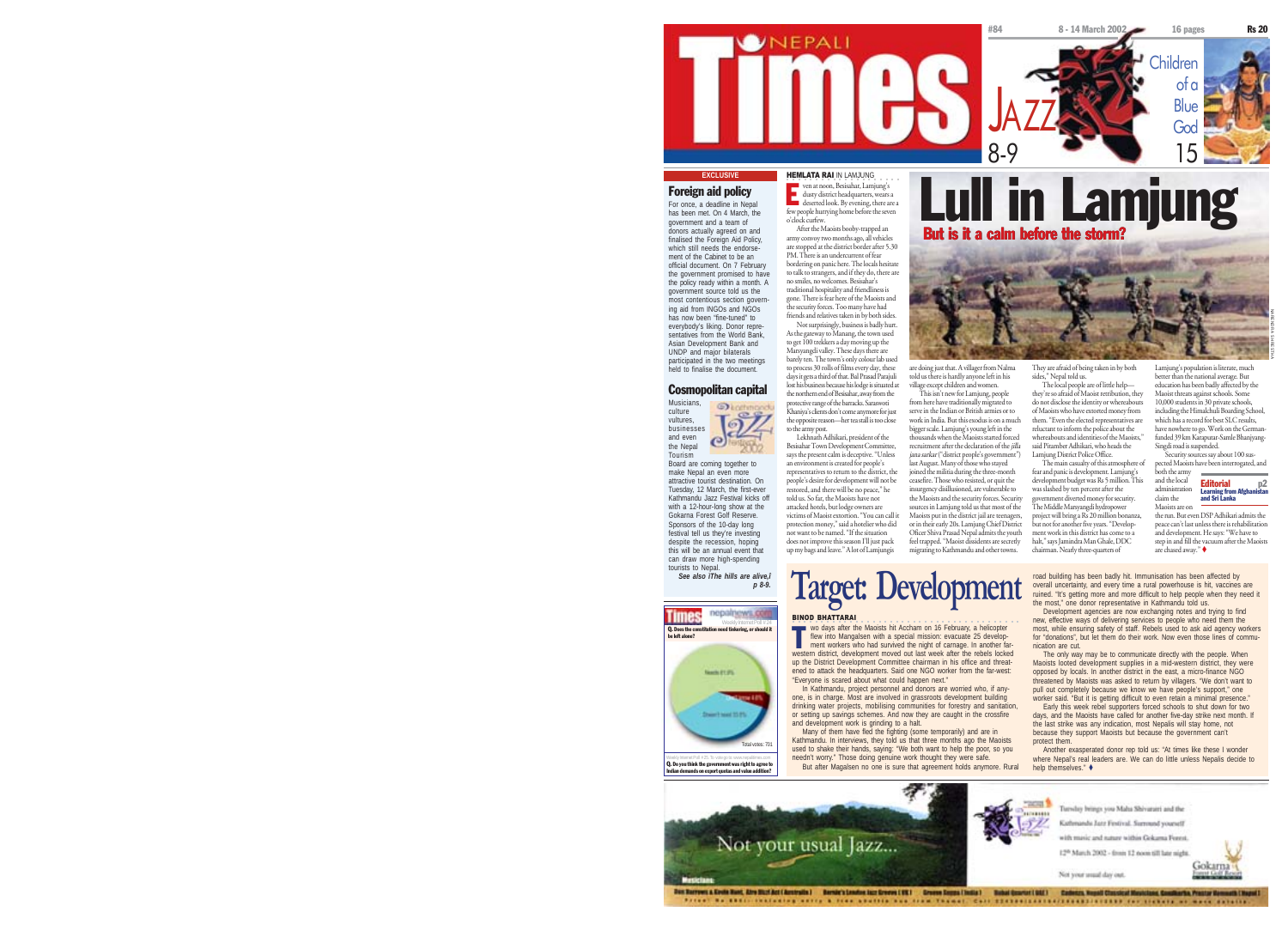# NEPALI Times

#84 | 8 - 14 March 2002 | 16 pages | Rs 20

JAZZ 8-9

Children of a Blue God 15

EXCLUSIVE

## Foreign aid policy

For once, a deadline in Nepal has been met. On 4 March, the government and a team of donors actually agreed on and finalised the Foreign Aid Policy, which still needs the endorsement of the Cabinet to be an official document. On 7 February the government promised to have the policy ready within a month. A government source told us the most contentious section governing aid from INGOs and NGOs has now been "fine-tuned" to everybody's liking. Donor representatives from the World Bank, Asian Development Bank and UNDP and major bilaterals participated in the two meetings held to finalise the document.

## Cosmopolitan capital

Musicians, culture vultures, businesses and even the Nepal Tourism Board are coming together to make Nepal an even more attractive tourist destination. On Tuesday, 12 March, the first-ever Kathmandu Jazz Festival kicks off with a 12-hour-long show at the Gokarna Forest Golf Reserve. Sponsors of the 10-day long festival tell us they're investing despite the recession, hoping this will be an annual event that can draw more high-spending tourists to Nepal.

*See also "The hills are alive," p 8-9.*

Weekly Internet Poll # 24

Q. Does the constitution need tinkering, or should it be left alone?

Needs 61.0%
Dispense 4.0%
Doesn't need 35.0%

Total votes: 701

Weekly Internet Poll # 25. To vote go to: www.nepalnews.com

Q. Do you think the government was right to agree to Indian demands on export quotas and value addition?

# Lull in Lamjung

## But is it a calm before the storm?

**HEMLATA RAI** IN LAMJUNG

Even at noon, Besisahar, Lamjung's dusty district headquarters, wears a deserted look. By evening, there are a few people hurrying home before the seven o'clock curfew.

After the Maoists booby-trapped an army convoy two months ago, all vehicles are stopped at the district border after 5.30 PM. There is an undercurrent of fear bordering on panic here. The locals hesitate to talk to strangers, and if they do, there are no smiles, no welcomes. Besisahar's traditional hospitality and friendliness is gone. There is fear here of the Maoists and the security forces. Too many have had friends and relatives taken in by both sides.

Not surprisingly, business is badly hurt. As the gateway to Manang, the town used to get 100 trekkers a day moving up the Marsyangdi valley. These days there are barely ten. The town's only colour lab used to process 30 rolls of films every day, these days it gets a third of that. Bal Prasad Parajuli lost his business because his lodge is situated at the northern end of Besisahar, away from the protective range of the barracks. Saraswoti Khaniya's clients don't come anymore for just the opposite reason—her tea stall is too close to the army post.

Lekhnath Adhikari, president of the Besisahar Town Development Committee, says the present calm is deceptive. "Unless an environment is created for people's representatives to return to the district, the people's desire for development will not be restored, and there will be no peace," he told us. So far, the Maoists have not attacked hotels, but lodge owners are victims of Maoist extortion. "You can call it protection money," said a hotelier who did not want to be named. "If the situation does not improve this season I'll just pack up my bags and leave." A lot of Lamjungis are doing just that. A villager from Nalma told us there is hardly anyone left in his village except children and women.

This isn't new for Lamjung, people from here have traditionally migrated to serve in the Indian or British armies or to work in India. But this exodus is on a much bigger scale. Lamjung's young left in the thousands when the Maoists started forced recruitment after the declaration of the *jilla jana sarkar* ("district people's government") last August. Many of those who stayed joined the militia during the three-month ceasefire. Those who resisted, or quit the insurgency disillusioned, are vulnerable to the Maoists and the security forces. Security sources in Lamjung told us that most of the Maoists put in the district jail are teenagers, or in their early 20s. Lamjung Chief District Officer Shiva Prasad Nepal admits the youth feel trapped. "Maoist dissidents are secretly migrating to Kathmandu and other towns. They are afraid of being taken in by both sides," Nepal told us.

The local people are of little help—they're so afraid of Maoist retribution, they do not disclose the identity or whereabouts of Maoists who have extorted money from them. "Even the elected representatives are reluctant to inform the police about the whereabouts and identities of the Maoists," said Pitamber Adhikari, who heads the Lamjung District Police Office.

The main casualty of this atmosphere of fear and panic is development. Lamjung's development budget was Rs 5 million. This was slashed by ten percent after the government diverted money for security. The Middle Marsyangdi hydropower project will bring a Rs 20 million bonanza, but not for another five years. "Development work in this district has come to a halt," says Jamindra Man Ghale, DDC chairman. Nearly three-quarters of Lamjung's population is literate, much better than the national average. But education has been badly affected by the Maoist threats against schools. Some 10,000 students in 30 private schools, including the Himalchuli Boarding School, which has a record for best SLC results, have nowhere to go. Work on the German-funded 39 km Karaputar-Samle Bhanjyang-Singdi road is suspended.

Security sources say about 100 suspected Maoists have been interrogated, and both the army and the local administration claim the Maoists are on the run. But even DSP Adhikari admits the peace can't last unless there is rehabilitation and development. He says: "We have to step in and fill the vacuum after the Maoists are chased away." ♦

**Editorial** p2
Learning from Afghanistan and Sri Lanka

# Target: Development

**BINOD BHATTARAI**

Two days after the Maoists hit Accham on 16 February, a helicopter flew into Mangalsen with a special mission: evacuate 25 development workers who had survived the night of carnage. In another far-western district, development moved out last week after the rebels locked up the District Development Committee chairman in his office and threatened to attack the headquarters. Said one NGO worker from the far-west: "Everyone is scared about what could happen next."

In Kathmandu, project personnel and donors are worried who, if anyone, is in charge. Most are involved in grassroots development building drinking water projects, mobilising communities for forestry and sanitation, or setting up savings schemes. And now they are caught in the crossfire and development work is grinding to a halt.

Many of them have fled the fighting (some temporarily) and are in Kathmandu. In interviews, they told us that three months ago the Maoists used to shake their hands, saying: "We both want to help the poor, so you needn't worry." Those doing genuine work thought they were safe.

But after Magalsen no one is sure that agreement holds anymore. Rural road building has been badly hit. Immunisation has been affected by overall uncertainty, and every time a rural powerhouse is hit, vaccines are ruined. "It's getting more and more difficult to help people when they need it the most," one donor representative in Kathmandu told us.

Development agencies are now exchanging notes and trying to find new, effective ways of delivering services to people who need them the most, while ensuring safety of staff. Rebels used to ask aid agency workers for "donations", but let them do their work. Now even those lines of communication are cut.

The only way may be to communicate directly with the people. When Maoists looted development supplies in a mid-western district, they were opposed by locals. In another district in the east, a micro-finance NGO threatened by Maoists was asked to return by villagers. "We don't want to pull out completely because we know we have people's support," one worker said. "But it is getting difficult to even retain a minimal presence."

Early this week rebel supporters forced schools to shut down for two days, and the Maoists have called for another five-day strike next month. If the last strike was any indication, most Nepalis will stay home, not because they support Maoists but because the government can't protect them.

Another exasperated donor rep told us: "At times like these I wonder where Nepal's real leaders are. We can do little unless Nepalis decide to help themselves." ♦

Not your usual Jazz...

Tuesday brings you Maha Shivaratri and the Kathmandu Jazz Festival. Surround yourself with music and nature within Gokarna Forest.

12th March 2002 - from 12 noon till late night.

Not your usual day out.

Gokarna Forest Golf Resort

Musicians: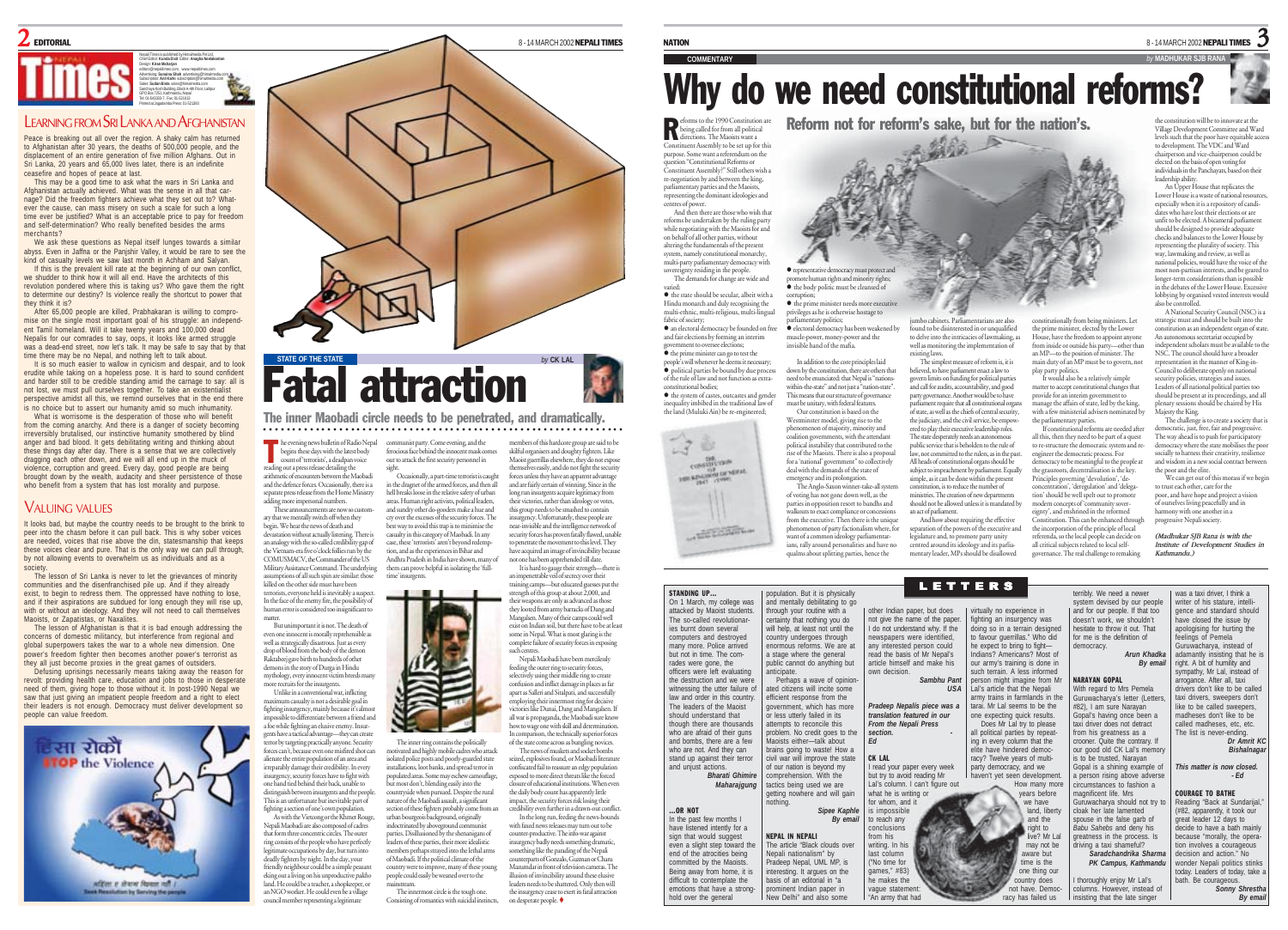# EDITORIAL

Nepali Times is published by Himalmedia Pvt Ltd,
Chief Editor: **Kunda Dixit** Editor: **Anagha Neelakantan**
Design: **Kiran Maharjan**
editors@nepalitimes.com, www.nepalitimes.com
Advertising: **Sunaina Shah** advertising@himalmedia.com
Subscription: **Anil Karki** subscription@himalmedia.com
Sales: **Sudan Bista** sales@himalmedia.com
Sanchaya Kosh Building, Block A-4th Floor, Lalitpur
GPO Box 7251, Kathmandu, Nepal
Tel: 01-543333-7, Fax: 01-521013
Printed at Jagadamba Press: 01-521393

## LEARNING FROM SRI LANKA AND AFGHANISTAN

Peace is breaking out all over the region. A shaky calm has returned to Afghanistan after 30 years, the deaths of 500,000 people, and the displacement of an entire generation of five million Afghans. Out in Sri Lanka, 20 years and 65,000 lives later, there is an indefinite ceasefire and hopes of peace at last.

This may be a good time to ask what the wars in Sri Lanka and Afghanistan actually achieved. What was the sense in all that carnage? Did the freedom fighters achieve what they set out to? Whatever the cause, can mass misery on such a scale for such a long time ever be justified? What is an acceptable price to pay for freedom and self-determination? Who really benefited besides the arms merchants?

We ask these questions as Nepal itself lunges towards a similar abyss. Even in Jaffna or the Panjshir Valley, it would be rare to see the kind of casualty levels we saw last month in Achham and Salyan.

If this is the prevalent kill rate at the beginning of our own conflict, we shudder to think how it will all end. Have the architects of this revolution pondered where this is taking us? Who gave them the right to determine our destiny? Is violence really the shortcut to power that they think it is?

After 65,000 people are killed, Prabhakaran is willing to compromise on the single most important goal of his struggle: an independent Tamil homeland. Will it take twenty years and 100,000 dead Nepalis for our comrades to say, oops, it looks like armed struggle was a dead-end street, now let's talk. It may be safe to say that by that time there may be no Nepal, and nothing left to talk about.

It is so much easier to wallow in cynicism and despair, and to look erudite while taking on a hopeless pose. It is hard to sound confident and harder still to be credible standing amid the carnage to say: all is not lost, we must pull ourselves together. To take an existentialist perspective amidst all this, we remind ourselves that in the end there is no choice but to assert our humanity amid so much inhumanity.

What is worrisome is the desperation of those who will benefit from the coming anarchy. And there is a danger of society becoming irreversibly brutalised, our instinctive humanity smothered by blind anger and bad blood. It gets debilitating writing and thinking about these things day after day. There is a sense that we are collectively dragging each other down, and we will all end up in the muck of violence, corruption and greed. Every day, good people are being brought down by the wealth, audacity and sheer persistence of those who benefit from a system that has lost morality and purpose.

## VALUING VALUES

It looks bad, but maybe the country needs to be brought to the brink to peer into the chasm before it can pull back. This is why sober voices are needed, voices that rise above the din, statesmanship that keeps these voices clear and pure. That is the only way we can pull through, by not allowing events to overwhelm us as individuals and as a society.

The lesson of Sri Lanka is never to let the grievances of minority communities and the disenfranchised pile up. And if they already exist, to begin to redress them. The oppressed have nothing to lose, and if their aspirations are subdued for long enough they will rise up, with or without an ideology. And they will not need to call themselves Maoists, or Zapatistas, or Naxalites.

The lesson of Afghanistan is that it is bad enough addressing the concerns of domestic militancy, but interference from regional and global superpowers takes the war to a whole new dimension. One power's freedom fighter then becomes another power's terrorist as they all just become proxies in the great games of outsiders.

Defusing uprisings necessarily means taking away the reason for revolt: providing health care, education and jobs to those in desperate need of them, giving hope to those without it. In post-1990 Nepal we saw that just giving an impatient people freedom and a right to elect their leaders is not enough. Democracy must deliver development so people can value freedom.

हिंसा रोकौं
STOP the Violence

Seek Resolution by Serving the people

---

STATE OF THE STATE *by* **CK LAL**

# Fatal attraction

## The inner Maoabadi circle needs to be penetrated, and dramatically.

The evening news bulletin of Radio Nepal begins these days with the latest body count of 'terrorists', a deadpan voice reading out a press release detailing the arithmetic of encounters between the Maobadi and the defence forces. Occasionally, there is a separate press release from the Home Ministry adding more impersonal numbers.

These announcements are now so customary that we mentally switch off when they begin. We hear the news of death and devastation without actually listening. There is an analogy with the so-called credibility gap of the Vietnam-era five o'clock follies run by the COMUSMACV, the Commander of the US Military Assistance Command. The underlying assumptions of all such spin are similar: those killed on the other side must have been terrorists, everyone held is inevitably a suspect. In the face of the enemy fire, the possibility of human error is considered too insignificant to matter.

But unimportant it is not. The death of even one innocent is morally reprehensible as well as strategically disastrous. Just as every drop of blood from the body of the demon Raktabeej gave birth to hundreds of other demons in the story of Durga in Hindu mythology, every innocent victim breeds many more recruits for the insurgents.

Unlike in a conventional war, inflicting maximum casualty is not a desirable goal in fighting insurgency, mainly because it's almost impossible to differentiate between a friend and a foe while fighting an elusive enemy. Insurgents have a tactical advantage—they can create terror by targeting practically anyone. Security forces can't, because even one misfired shot can alienate the entire population of an area and irreparably damage their credibility. In every insurgency, security forces have to fight with one hand tied behind their back, unable to distinguish between insurgents and the people. This is an unfortunate but inevitable part of fighting a section of one's own population.

As with the Vietcong or the Khmer Rouge, Nepali Maobadi are also composed of cadres that form three concentric circles. The outer ring consists of the people who have perfectly legitimate occupations by day, but turn into deadly fighters by night. In the day, your friendly neighbour could be a simple peasant eking out a living on his unproductive pakho land. He could be a teacher, a shopkeeper, or an NGO worker. He could even be a village council member representing a legitimate communist party. Come evening, and the ferocious face behind the innocent mask comes out to attack the first security personnel in sight.

Occasionally, a part-time terrorist is caught in the dragnet of the armed forces, and then all hell breaks loose in the relative safety of urban areas. Human right activists, political leaders, and sundry other do-gooders make a hue and cry over the excesses of the security forces. The best way to avoid this trap is to minimise the casualty in this category of Maobadi. In any case, these 'terrorists' aren't beyond redemption, and as the experiences in Bihar and Andhra Pradesh in India have shown, many of them can prove helpful in isolating the 'full-time' insurgents.

The inner ring contains the politically motivated and highly mobile cadres who attack isolated police posts and poorly-guarded state installations, loot banks, and spread terror in populated areas. Some may eschew camouflage, but most don't, blending easily into the countryside when pursued. Despite the rural nature of the Maobadi assault, a significant section of these fighters probably come from an urban bourgeois background, originally indoctrinated by aboveground communist parties. Disillusioned by the shenanigans of leaders of these parties, their more idealistic members perhaps strayed into the lethal arms of Maobadi. If the political climate of the country were to improve, many of these young people could easily be weaned over to the mainstream.

The innermost circle is the tough one. Consisting of romantics with suicidal instincts, members of this hardcore group are said to be skilful organisers and doughty fighters. Like Maoist guerrillas elsewhere, they do not expose themselves easily, and do not fight the security forces unless they have an apparent advantage and are fairly certain of winning. Since in the long run insurgents acquire legitimacy from their victories, rather than ideology or votes, this group needs to be smashed to contain insurgency. Unfortunately, these people are near-invisible and the intelligence network of security forces has proven fatally flawed, unable to penetrate the movement to this level. They have acquired an image of invincibility because not one has been apprehended till date.

It is hard to gauge their strength—there is an impenetrable veil of secrecy over their training camps—but educated guesses put the strength of this group at about 2,000, and their weapons are only as advanced as those they looted from army barracks of Dang and Mangalsen. Many of their camps could well exist on Indian soil, but there have to be at least some in Nepal. What is most glaring is the complete failure of security forces in exposing such centres.

Nepali Maobadi have been mercilessly feeding the outer ring to security forces, selectively using their middle ring to create confusion and inflict damage in places as far apart as Salleri and Siralpari, and successfully employing their innermost ring for decisive victories like Dunai, Dang and Mangalsen. If all war is propaganda, the Maobadi sure know how to wage one with skill and determination. In comparison, the technically superior forces of the state come across as bungling novices.

The news of muskets and socket bombs seized, explosives found, or Maobadi literature confiscated fail to reassure an edgy population exposed to more direct threats like the forced closure of educational institutions. When even the daily body count has apparently little impact, the security forces risk losing their credibility even further in a drawn-out conflict.

In the long run, feeding the news-hounds with fazed news releases may turn out to be counter-productive. The info-war against insurgency badly needs something dramatic, something like the parading of the Nepali counterparts of Gonzalo, Guzman or Charu Mazumdar in front of television cameras. The illusion of invincibility around these elusive leaders needs to be shattered. Only then will the insurgency cease to exert its fatal attraction on desperate people. ♦

---

# NATION

COMMENTARY *by* **MADHUKAR SJB RANA**

# Why do we need constitutional reforms?

## Reform not for reform's sake, but for the nation's.

Reforms to the 1990 Constitution are being called for from all political directions. The Maoists want a Constituent Assembly to be set up for this purpose. Some want a referendum on the question "Constitutional Reforms or Constituent Assembly?" Still others wish a re-negotiation by and between the king, parliamentary parties and the Maoists, representing the dominant ideologies and centres of power.

And then there are those who wish that reforms be undertaken by the ruling party while negotiating with the Maoists for and on behalf of all other parties, without altering the fundamentals of the present system, namely constitutional monarchy, multi-party parliamentary democracy with sovereignty residing in the people.

The demands for change are wide and varied:

- the state should be secular, albeit with a Hindu monarch and duly recognising the multi-ethnic, multi-religious, multi-lingual fabric of society;
- an electoral democracy be founded on free and fair elections by forming an interim government to oversee elections;
- the prime minister can go to test the people's will whenever he deems it necessary;
- political parties be bound by due process of the rule of law and not function as extra-constitutional bodies;
- the system of castes, outcastes and gender inequality imbibed in the traditional law of the land (Muluki Ain) be re-engineered;
- representative democracy must protect and promote human rights and minority rights;
- the body politic must be cleansed of corruption;
- the prime minister needs more executive privileges as he is otherwise hostage to parliamentary politics;
- electoral democracy has been weakened by muscle-power, money-power and the invisible hand of the mafia.

In addition to the core principles laid down by the constitution, there are others that need to be enunciated: that Nepal is "nations-within-the-state" and not just a "nation-state". This means that our structure of governance must be unitary, with federal features.

Our constitution is based on the Westminster model, giving rise to the phenomenon of majority, minority and coalition governments, with the attendant political instability that contributed to the rise of the Maoists. There is also a proposal for a 'national' government" to collectively deal with the demands of the state of emergency and its prolongation.

The Anglo-Saxon winner-take-all system of voting has not gone down well, as the parties in opposition resort to bandhs and walkouts to exact compliance or concessions from the executive. Then there is the unique phenomenon of party factionalism where, for want of a common ideology parliamentarians, rally around personalities and have no qualms about splitting parties, hence the jumbo cabinets. Parliamentarians are also found to be disinterested in or unqualified to delve into the intricacies of lawmaking, as well as monitoring the implementation of existing laws.

The simplest measure of reform is, it is believed, to have parliament enact a law to govern limits on funding for political parties and call for audits, accountability, and good party governance. Another would be to have parliament require that all constitutional organs of state, as well as the chiefs of central security, the judiciary, and the civil service, be empowered to play their executive leadership roles. The state desperately needs an autonomous public service that is beholden to the rule of law, not committed to the rulers, as in the past. All heads of constitutional organs should be subject to impeachment by parliament. Equally simple, as it can be done within the present constitution, is to reduce the number of ministries. The creation of new departments should not be allowed unless it is mandated by an act of parliament.

And how about requiring the effective separation of the powers of the executive and legislature and, to promote party unity centred around its ideology and its parliamentary leader, MPs should be disallowed constitutionally from being ministers. Let the prime minister, elected by the Lower House, have the freedom to appoint anyone from inside or outside his party—other than an MP—to the position of minister. The main duty of an MP must be to govern, not play party politics.

It would also be a relatively simple matter to accept constitutional changes that provide for an interim government to manage the affairs of state, led by the king, with a few ministerial advisers nominated by the parliamentary parties.

If constitutional reforms are needed after all this, then they need to be part of a quest to re-structure the democratic system and re-engineer the democratic process. For democracy to be meaningful to the people at the grassroots, decentralisation is the key. Principles governing 'devolution', 'deconcentration', 'deregulation' and 'delegation' should be well spelt out to promote modern concepts of 'community sovereignty', and enshrined in the reformed Constitution. This can be enhanced through the incorporation of the principle of local referenda, so the local people can decide on all critical subjects related to local self-governance. The real challenge to remaking the constitution will be to innovate at the Village Development Committee and Ward levels such that the poor have equitable access to development. The VDC and Ward chairperson and vice-chairperson could be elected on the basis of open voting for individuals in the Panchayats, based on their leadership ability.

An Upper House that replicates the Lower House is a waste of national resources, especially when it is a repository of candidates who have lost their elections or are unfit to be elected. A bicameral parliament should be designed to provide adequate checks and balances to the Lower House by representing the plurality of society. This way, lawmaking and review, as well as national policies, would have the voice of the most non-partisan interests, and be geared to longer-term considerations than is possible in the debates of the Lower House. Excessive lobbying by organised vested interests would also be controlled.

A National Security Council (NSC) is a strategic must and should be built into the constitution as an independent organ of state. An autonomous secretariat occupied by independent scholars must be available to the NSC. The council should have a broader representation in the manner of King-in-Council to deliberate openly on national security policies, strategies and issues. Leaders of all national political parties too should be present at its proceedings, and all plenary sessions should be chaired by His Majesty the King.

The challenge is to create a society that is democratic, just, free, fair and progressive. The way ahead is to push for participatory democracy where the state mobilises the poor socially to harness their creativity, resilience and wisdom in a new social contract between the poor and the elite.

We can get out of this morass if we begin to trust each other, care for the poor, and have hope and project a vision of ourselves living peacefully and in harmony with one another in a progressive Nepali society.

*(Madhukar SJB Rana is with the Institute of Development Studies in Kathmandu.)*

---

# LETTERS

### STANDING UP...

On 1 March, my college was attacked by Maoist students. The so-called revolutionaries burnt down several computers and destroyed many more. Police arrived but not in time. The comrades were gone, the officers were left evaluating the destruction and we were witnessing the utter failure of law and order in this country. The leaders of the Maoist should understand that though there are thousands who are afraid of their guns and bombs, there are a few who are not. And they can stand up against their terror and unjust actions.

**Bharati Ghimire**
**Maharajgunj**

### ...OR NOT

In the past few months I have listened intently for a sign that would suggest even a slight step toward the end of the atrocities being committed by the Maoists. Being away from home, it is difficult to contemplate the emotions that have a stronghold over the general population. But it is physically and mentally debilitating to go through your routine with a certainty that nothing you do will help, at least not until the country undergoes through enormous reforms. We are at a stage where the general public cannot do anything but anticipate.

Perhaps a wave of opinionated citizens will incite some efficient response from the government, which has more or less utterly failed in its attempts to reconcile this problem. No credit goes to the Maoists either—talk about brains going to waste! How a civil war will improve the state of our nation is beyond my comprehension. With the tactics being used we are getting nowhere and will gain nothing.

**Sipee Kaphle**
**By email**

### NEPAL IN NEPALI

The article "Black clouds over Nepali nationalism" by Pradeep Nepal, UML MP, is interesting. It argues on the basis of an editorial in "a prominent Indian paper in New Delhi" and also some other Indian paper, but does not give the name of the paper. I do not understand why. If the newspapers were identified, any interested person could read the basis of Mr Nepal's article himself and make his own decision.

**Sambhu Pant**
**USA**

*Pradeep Nepal's piece was a translation featured in our From the Nepali Press section.* - *Ed*

### CK LAL

I read your paper every week but try to avoid reading Mr Lal's column. I can't figure out what he is writing or for whom, and it is impossible to reach any conclusions from his writing. In his last column ("No time for games," #83) he makes the vague statement: "An army that had virtually no experience in fighting an insurgency was doing so in a terrain designed to favour guerrillas." Who did he expect to bring to fight—Indians? Americans? Most of our army's training is done in such terrain. A less informed person might imagine from Mr Lal's article that the Nepali army trains in farmlands in the tarai. Mr Lal seems to be the one expecting quick results.

Does Mr Lal try to please all political parties by repeating in every column that the elite have hindered democracy? Twelve years of multi-party democracy, and we haven't yet seen development. How many more years before we have land, liberty and the right to live? Mr Lal may not be aware but time is the one thing our country does not have. Democracy has failed us terribly. We need a newer system devised by our people and for our people. If that too doesn't work, we shouldn't hesitate to throw it out. That for me is the definition of democracy.

**Arun Khadka**
**By email**

### NARAYAN GOPAL

With regard to Mrs Pemela Guruwacharya's letter (Letters, #82), I am sure Narayan Gopal's having once been a taxi driver does not detract from his greatness as a crooner. Quite the contrary. If our good old CK Lal's memory is to be trusted, Narayan Gopal is a shining example of a person rising above adverse circumstances to fashion a magnificent life. Mrs Guruwacharya should not try to cloak her late lamented spouse in the false garb of *Babu Saheb*s and deny his greatness in the process. Is driving a taxi shameful?

**Saradchandrika Sharma**
**PK Campus, Kathmandu**

I thoroughly enjoy Mr Lal's columns. However, instead of insisting that the late singer was a taxi driver, I think a writer of his stature, intelligence and standard should have closed the issue by apologising for hurting the feelings of Pemela Guruwacharya, instead of adamantly insisting that he is right. A bit of humility and sympathy, Mr Lal, instead of arrogance. After all, taxi drivers don't like to be called taxi drivers, sweepers don't like to be called sweepers, madheses don't like to be called madheses, etc, etc. The list is never-ending.

**Dr Amrit KC**
**Bishalnagar**

*This matter is now closed.* - *Ed*

### COURAGE TO BATHE

Reading "Back at Sundarijal," (#82, apparently, it took our great leader 12 days to decide to have a bath mainly because "morally, the operation involves a courageous decision and action." No wonder Nepali politics stinks today. Leaders of today, take a bath. Be courageous.

**Sonny Shrestha**
**By email**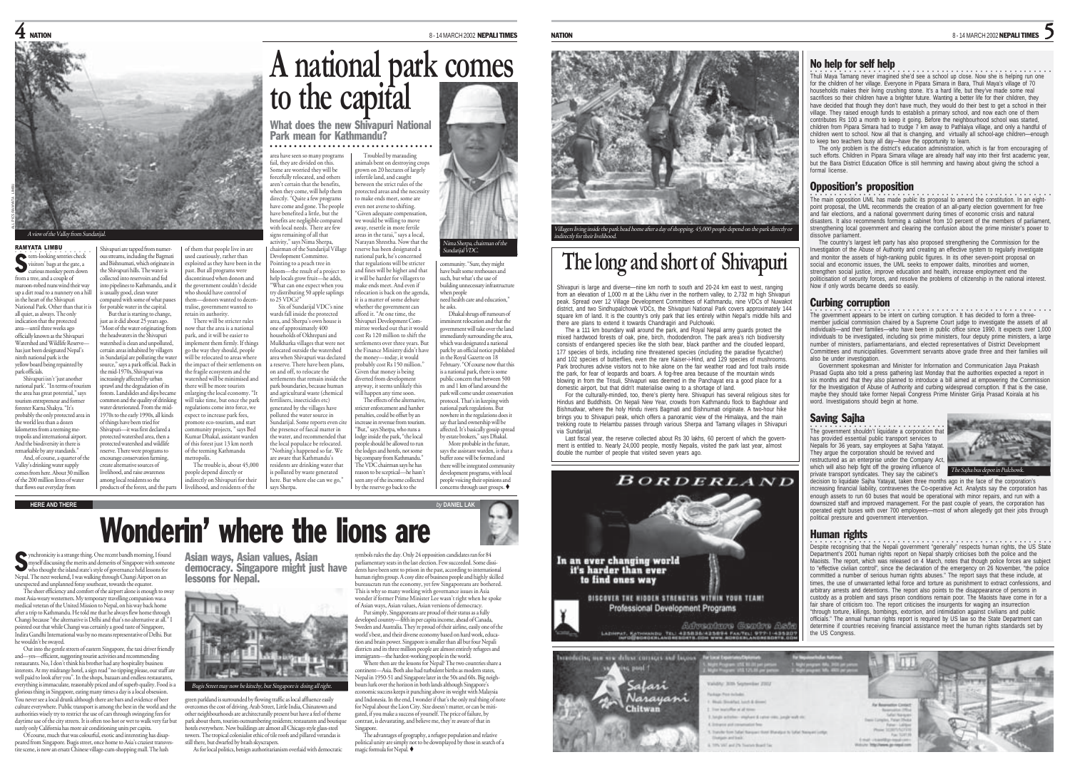# A national park comes to the capital

## What does the new Shivapuri National Park mean for Kathmandu?

*A view of the Valley from Sundarijal.*

**RAMYATA LIMBU**

Stern-looking sentries check visitors' bags at the gate, a curious monkey peers down from a tree, and a couple of maroon-robed nuns wind their way up a dirt road to a nunnery on a hill in the heart of the Shivapuri National Park. Other than that it is all quiet, as always. The only indication that the protected area—until three weeks ago officially known as the Shivapuri Watershed and Wildlife Reserve—has just been designated Nepal's ninth national park is the yellow board being repainted by park officials.

Shivapuri isn't "just another national park". "In terms of tourism the area has great potential," says tourism entrepreneur and former forester Karna Shakya. "It's probably the only protected area in the world less than a dozen kilometres from a teeming metropolis and international airport. And the biodiversity in there is remarkable by any standards."

And, of course, a quarter of the Valley's drinking water supply comes from here. About 30 million of the 200 million litres of water that flows out everyday from Shivapuri are tapped from numerous streams, including the Bagmati and Bishnumati, which originate in the Shivapuri hills. The water is collected into reservoirs and fed into pipelines to Kathmandu, and it is usually good, clean water compared with some of what passes for potable water in the capital.

But that is starting to change, just as it did about 25 years ago. "Most of the water originating from the headwaters in the Shivapuri watershed is clean and unpolluted, certain areas inhabited by villagers in Sundarijal are polluting the water source," says a park official. Back in the mid-1970s, Shivapuri was increasingly affected by urban sprawl and the degradation of its forests. Landslides and slips became common and the quality of drinking water deteriorated. From the mid-1970s to the early 1990s, all kinds of things have been tried for Shivapuri—it was first declared a protected watershed area, then a protected watershed and wildlife reserve. There were programs to encourage conservation farming, create alternative sources of livelihood, and raise awareness among local residents so the products of the forest, and the parts of them that people live in are used cautiously, rather than exploited as they have been in the past. But all programs were discontinued when donors and the government couldn't decide who should have control of them—donors wanted to decentralise, government wanted to retain its authority.

There will be stricter rules now that the area is a national park, and it will be easier to implement them firmly. If things go the way they should, people will be relocated to areas where the impact of their settlements on the fragile ecosystem and the watershed will be minimised and there will be more tourists enlarging the local economy. "It will take time, but once the park regulations come into force, we expect to increase park fees, promote eco-tourism, and start community projects," says Bed Kumar Dhakal, assistant warden of this forest just 13 km north of the teeming Kathmandu metropolis.

The trouble is, about 45,000 people depend directly or indirectly on Shivapuri for their livelihood, and residents of the area have seen so many programs fail, they are divided on this. Some are worried they will be forcefully relocated, and others aren't certain that the benefits, when they come, will help them directly. "Quite a few programs have come and gone. The people have benefited a little, but the benefits are negligible compared with local needs. There are few signs remaining of all that activity," says Nima Sherpa, chairman of the Sundarijal Village Development Committee. Pointing to a peach tree in bloom—the result of a project to help locals grow fruit—he adds, "What can one expect when you try distributing 50 apple saplings to 25 VDCs?"

Six of Sundarijal VDC's nine wards fall inside the protected area, and Sherpa's own house is one of approximately 400 households of Okhrepani and Mulkharka villages that were not relocated outside the watershed area when Shivapuri was declared a reserve. There have been plans, on and off, to relocate the settlements that remain inside the park boundaries, because human and agricultural waste (chemical fertilisers, insecticides etc) generated by the villages have polluted the water source in Sundarijal. Some reports even cite the presence of faecal matter in the water, and recommended that the local populace be relocated. "Nothing's happened so far. We are aware that Kathmandu's residents are drinking water that is polluted by waste generated here. But where else can we go," says Sherpa.

Troubled by marauding animals bent on destroying crops grown on 20 hectares of largely infertile land, and caught between the strict rules of the protected areas and the necessity to make ends meet, some are even not averse to shifting. "Given adequate compensation, we would be willing to move away, resettle in more fertile areas in the tarai," says a local, Narayan Shrestha. Now that the reserve has been designated a national park, he's concerned that regulations will be stricter and fines will be higher and that it will be harder for villagers to make ends meet. And even if relocation is back on the agenda, it is a matter of some debate whether the government can afford it. "At one time, the Shivapuri Development Committee worked out that it would cost Rs 120 million to shift the settlements over three years. But the Finance Ministry didn't have the money—today, it would probably cost Rs 150 million." Given that money is being diverted from development anyway, it seems unlikely this will happen any time soon.

The effects of the alternative, stricter enforcement and harsher penalties, could be offset by an increase in revenue from tourism. "But," says Sherpa, who runs a lodge inside the park, "the local people should be allowed to run the lodges and hotels, not some big company from Kathmandu." The VDC chairman says he has reason to be sceptical—he hasn't seen any of the income collected by the reserve go back to the community. "Sure, they might have built some resthouses and such, but what's the use of building unnecessary infrastructure when people need health care and education," he asks.

*Nima Sherpa, chairman of the Sundarijal VDC.*

Dhakal shrugs off rumours of imminent relocation and that the government will take over the land immediately surrounding the area, which was designated a national park by an official notice published in the Royal Gazette on 18 February. "Of course now that this is a national park, there is some public concern that between 500 m and 1 km of land around the park will come under conservation protocol. That's in keeping with national park regulations. But nowhere in the regulations does it say that land ownership will be affected. It's basically gossip spread by estate brokers," says Dhakal.

More probable in the future, says the assistant warden, is that a buffer zone will be formed and there will be integrated community development programs, with local people voicing their opinions and concerns through user groups. ♦

*Villagers living inside the park head home after a day of shopping. 45,000 people depend on the park directly or indirectly for their livelihood.*

# The long and short of Shivapuri

Shivapuri is large and diverse—nine km north to south and 20-24 km east to west, ranging from an elevation of 1,000 m at the Likhu river in the northern valley, to 2,732 m high Shivapuri peak. Spread over 12 Village Development Committees of Kathmandu, nine VDCs of Nuwakot district, and two Sindhupalchowk VDCs, the Shivapuri National Park covers approximately 144 square km of land. It is the country's only park that lies entirely within Nepal's middle hills and there are plans to extend it towards Chandragiri and Pulchowki.

The a 111 km boundary wall around the park, and Royal Nepal army guards protect the mixed hardwood forests of oak, pine, birch, rhododendron. The park area's rich biodiversity consists of endangered species like the sloth bear, black panther and the clouded leopard, 177 species of birds, including nine threatened species (including the paradise flycatcher) and 102 species of butterflies, even the rare Kaiser-i-Hind, and 129 species of mushrooms. Park brochures advise visitors not to hike alone on the fair weather road and foot trails inside the park, for fear of leopards and boars. A fog-free area because of the mountain winds blowing in from the Trisuli, Shivapuri was deemed in the Panchayat era a good place for a domestic airport, but that didn't materialise owing to a shortage of land.

For the culturally-minded, too, there's plenty here. Shivapuri has several religious sites for Hindus and Buddhists. On Nepali New Year, crowds from Kathmandu flock to Baghdwar and Bishnudwar, where the holy Hindu rivers Bagmati and Bishnumati originate. A two-hour hike brings you to Shivapuri peak, which offers a panoramic view of the Himalaya, and the main trekking route to Helambu passes through various Sherpa and Tamang villages in Shivapuri via Sundarijal.

Last fiscal year, the reserve collected about Rs 30 lakhs, 60 percent of which the government is entitled to. Nearly 24,000 people, mostly Nepalis, visited the park last year, almost double the number of people that visited seven years ago.

## No help for self help

Thuli Maya Tamang never imagined she'd see a school up close. Now she is helping run one for the children of her village. Everyone in Pipara Simara in Bara, Thuli Maya's village of 70 households makes their living crushing stone. It's a hard life, but they've made some real sacrifices so their children have a brighter future. Wanting a better life for their children, they have decided that though they don't have much, they would do their best to get a school in their village. They raised enough funds to establish a primary school, and now each one of them contributes Rs 100 a month to keep it going. Before the neighbourhood school was started, children from Pipara Simara had to trudge 7 km away to Pathlaiya village, and only a handful of children went to school. Now all that is changing, and virtually all school-age children—enough to keep two teachers busy all day—have the opportunity to learn.

The only problem is the district's education administration, which is far from encouraging of such efforts. Children in Pipara Simara village are already half way into their first academic year, but the Bara District Education Office is still hemming and hawing about giving the school a formal license.

## Opposition's proposition

The main opposition UML has made public its proposal to amend the constitution. In an eight-point proposal, the UML recommends the creation of an all-party election government for free and fair elections, and a national government during times of economic crisis and natural disasters. It also recommends forming a cabinet from 10 percent of the members of parliament, strengthening local government and clearing the confusion about the prime minister's power to dissolve parliament.

The country's largest left party has also proposed strengthening the Commission for the Investigation of the Abuse of Authority and creating an effective system to regularly investigate and monitor the assets of high-ranking public figures. In its other seven-point proposal on social and economic issues, the UML seeks to empower dalits, minorities and women, strengthen social justice, improve education and health, increase employment end the politicisation of security forces, and resolve the problems of citizenship in the national interest. Now if only words became deeds so easily.

## Curbing corruption

The government appears to be intent on curbing corruption. It has decided to form a three-member judicial commission chaired by a Supreme Court judge to investigate the assets of all individuals—and their families—who have been in public office since 1990. It expects over 1,000 individuals to be investigated, including six prime ministers, four deputy prime ministers, a large number of ministers, parliamentarians, and elected representatives of District Development Committees and municipalities. Government servants above grade three and their families will also be under investigation.

Government spokesman and Minister for Information and Communication Jaya Prakash Prasad Gupta also told a press gathering last Monday that the authorities expected a report in six months and that they also planned to introduce a bill aimed at empowering the Commission for the Investigation of Abuse of Authority and curbing widespread corruption. If that is the case, maybe they should take former Nepali Congress Prime Minister Girija Prasad Koirala at his word. Investigations should begin at home.

## Saving Sajha

The government shouldn't liquidate a corporation that has provided essential public transport services to Nepalis for 36 years, say employees at Sajha Yatayat. They argue the corporation should be revived and restructured as an enterprise under the Company Act, which will also help fight off the growing influence of private transport syndicates. They say the cabinet's decision to liquidate Sajha Yatayat, taken three months ago in the face of the corporation's increasing financial liability, contravenes the Co-operative Act. Analysts say the corporation has enough assets to run 60 buses that would be operational with minor repairs, and run with a downsized staff and improved management. For the past couple of years, the corporation has operated eight buses with over 700 employees—most of whom allegedly got their jobs through political pressure and government intervention.

*The Sajha bus depot in Pulchowk.*

## Human rights

Despite recognising that the Nepali government "generally" respects human rights, the US State Department's 2001 human rights report on Nepal sharply criticises both the police and the Maoists. The report, which was released on 4 March, notes that though police forces are subject to "effective civilian control", since the declaration of the emergency on 26 November, "the police committed a number of serious human rights abuses." The report says that these include, at times, the use of unwarranted lethal force and torture as punishment to extract confessions, and arbitrary arrests and detentions. The report also points to the disappearance of persons in custody as a problem and says prison conditions remain poor. The Maoists have come in for a fair share of criticism too. The report criticises the insurgents for waging an insurrection "through torture, killings, bombings, extortion, and intimidation against civilians and public officials." The annual human rights report is required by US law so the State Department can determine if countries receiving financial assistance meet the human rights standards set by the US Congress.

**HERE AND THERE** *by* **DANIEL LAK**

# Wonderin' where the lions are

### Asian ways, Asian values, Asian democracy. Singapore might just have lessons for Nepal.

Synchronicity is a strange thing. One recent bandh morning, I found myself discussing the merits and demerits of Singapore with someone who thought the island state's style of governance held lessons for Nepal. The next weekend, I was walking through Changi Airport on an unexpected and unplanned foray southeast, towards the equator.

The sheer efficiency and comfort of the airport alone is enough to sway most Asia-weary westerners. My temporary travelling companion was a medical veteran of the United Mission to Nepal, on his way back home after a trip to Kathmandu. He told me that he always flew home through Changi because "the alternative is Delhi and that's no alternative at all." I pointed out that while Changi was certainly a good taste of Singapore, Indira Gandhi International was by no means representative of Delhi. But he wouldn't be swayed.

Out into the gentle streets of eastern Singapore, the taxi driver friendly and—yes—efficient, suggesting tourist activities and recommending restaurants. No, I don't think his brother had any hospitality business interests. At my midrange hotel, a sign read "no tipping please, our staff are well paid to look after you". In the shops, bazaars and endless restaurants, everything is immaculate, reasonably priced and of superb quality. Food is a glorious thing in Singapore, eating many times a day is a local obsession. You never see a local drunk although there are bars and evidence of beer culture everywhere. Public transport is among the best in the world and the authorities wisely try to restrict the use of cars through swingeing fees for daytime use of the city streets. It is often too hot or wet to walk very far but surely only California has more air conditioning units per capita.

Of course, much that was colourful, exotic and interesting has disappeared from Singapore. Bugis street, once home to Asia's craziest transvestite scene, is now an ersatz Chinese village-cum-shopping mall. The lush green parkland is surrounded by flowing traffic as local affluence easily overcomes the cost of driving. Arab Street, Little India, Chinatown and other neighbourhoods are architecturally present but have a feel of theme park about them, tourists outnumbering residents, restaurants and boutique hotels everywhere. New buildings are almost all Chicago style glass-steel towers. The tropical colonialist ethic of tile roofs and pillared verandas is still there, but dwarfed by brash skyscrapers.

*Bugis Street may now be kitschy, but Singapore is doing all right.*

As for local politics, benign authoritarianism overlaid with democratic symbols rules the day. Only 24 opposition candidates ran for 84 parliamentary seats in the last election. Few succeeded. Some dissidents have been sent to prison in the past, according to international human rights groups. A cosy elite of business people and highly skilled bureaucrats run the economy, yet few Singaporeans are bothered. This is why so many working with governance issues in Asia wonder if former Prime Minister Lee wasn't right when he spoke of Asian ways, Asian values, Asian versions of democracy.

Put simply, Singaporeans are proud of their status as a fully developed country—fifth in per capita income, ahead of Canada, Sweden and Australia. They're proud of their airline, easily one of the world's best, and their diverse economy based on hard work, education and brain power. Singapore is smaller than all but four Nepali districts and its three million people are almost entirely refugees and immigrants—the hardest-working people in the world.

Where then are the lessons for Nepal? The two countries share a continent—Asia. Both also had turbulent births as modern states, Nepal in 1950-51 and Singapore later in the 50s and 60s. Big neighbours lurk over the horizon in both lands although Singapore's economic success keeps it punching above its weight with Malaysia and Indonesia. In the end, I wonder if that's the only real thing of note for Nepal about the Lion City. Size doesn't matter, or can be mitigated, if you make a success of yourself. The price of failure, by contrast, is devastating, and believe me, they're aware of that in Singapore.

The advantages of geography, a refugee population and relative political unity are simply not to be downplayed by those in search of a magic formula for Nepal. ♦

# BORDERLAND

**In an ever changing world it's harder than ever to find ones way**

DISCOVER THE HIDDEN STRENGTHS WITHIN YOUR TEAM!

Professional Development Programs

Adventure Centre Asia

LAZIMPAT, KATHMANDU TEL: 425836/425894 FAX/TEL: 977-1-435207 INFO@BORDERLANDRESORTS.COM WWW.BORDERLANDRESORTS.COM

Introducing new new deluxe cottages and lagoon swimming pool!

Safari Narayani Chitwan

Validity: 30th September 2002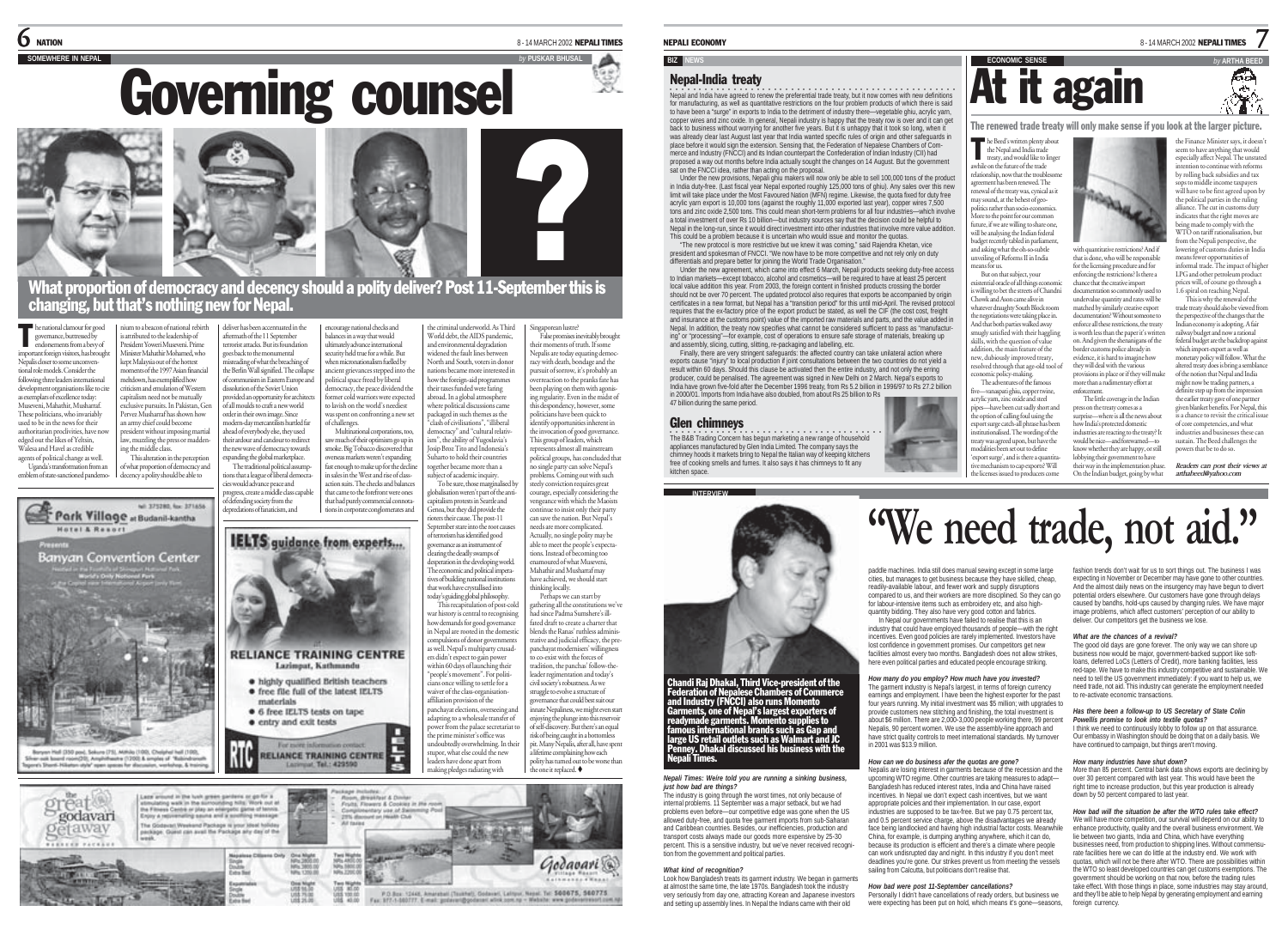## SOMEWHERE IN NEPAL

*by PUSKAR BHUSAL*

# Governing counsel

## What proportion of democracy and decency should a polity deliver? Post 11-September this is changing, but that's nothing new for Nepal.

The national clamour for good governance, buttressed by endorsements from a bevy of important foreign visitors, has brought Nepalis closer to some unconventional role models. Consider the following three leaders international development organisations like to cite as exemplars of excellence today: Museveni, Mahathir, Musharraf. These politicians, who invariably used to be in the news for their authoritarian proclivities, have now edged out the likes of Yeltsin, Walesa and Havel as credible agents of political change as well.

Uganda's transformation from an emblem of state-sanctioned pandemonium to a beacon of national rebirth is attributed to the leadership of President Yoweri Museveni. Prime Minister Mahathir Mohamed, who kept Malaysia out of the hottest moments of the 1997 Asian financial meltdown, has exemplified how criticism and emulation of Western capitalism need not be mutually exclusive pursuits. In Pakistan, Gen Pervez Musharraf has shown how an army chief could become president without imposing martial law, muzzling the press or maddening the middle class.

This alteration in the perception of what proportion of democracy and decency a polity should be able to deliver has been accentuated in the aftermath of the 11 September terrorist attacks. But its foundation goes back to the monumental misreading of what the breaching of the Berlin Wall signified. The collapse of communism in Eastern Europe and dissolution of the Soviet Union provided an opportunity for architects of all moulds to craft a new world order in their own image. Since modern-day mercantilists hurtled far ahead of everybody else, they used their ardour and candour to redirect the new wave of democracy towards expanding the global marketplace.

The traditional political assumptions that a league of liberal democracies would advance peace and progress, create a middle class capable of defending society from the depredations of fanaticism, and encourage national checks and balances in a way that would ultimately advance international security held true for a while. But when micronationalism fuelled by ancient grievances stepped into the political space freed by liberal democracy, the peace dividend the former cold warriors were expected to lavish on the world's neediest was spent on confronting a new set of challenges.

Multinational corporations, too, saw much of their optimism go up in smoke. Big Tobacco discovered that overseas markets weren't expanding fast enough to make up for the decline in sales in the West and rise of class-action suits. The checks and balances that came to the forefront were ones that had purely commercial connotations in corporate conglomerates and the criminal underworld. As Third World debt, the AIDS pandemic, and environmental degradation widened the fault lines between North and South, voters in donor nations became more interested in how the foreign-aid programmes their taxes funded were faring abroad. In a global atmosphere where political discussions came packaged in such themes as the "clash of civilisations", "illiberal democracy" and "cultural relativism", the ability of Yugoslavia's Josip Broz Tito and Indonesia's Suharto to hold their countries together became more than a subject of academic inquiry.

To be sure, those marginalised by globalisation weren't part of the anti-capitalism protests in Seattle and Genoa, but they did provide the rioters their cause. The post-11 September stare into the root causes of terrorism has identified good governance as an instrument of clearing the deadly swamps of desperation in the developing world. The economic and political imperatives of building national institutions that work have crystallised into today's guiding global philosophy.

This recapitulation of post-cold war history is central to recognising how demands for good governance in Nepal are rooted in the domestic compulsions of donor governments as well. Nepal's multiparty crusaders didn't expect to gain power within 60 days of launching their "people's movement". For politicians once willing to settle for a waiver of the class-organisation-affiliation provision of the panchayat elections, overseeing and adapting to a wholesale transfer of power from the palace secretariat to the prime minister's office was undoubtedly overwhelming. In their stupor, what else could the new leaders have done apart from making pledges radiating with Singaporean lustre?

False promises inevitably brought their moments of truth. If some Nepalis are today equating democracy with dearth, bondage and the pursuit of sorrow, it's probably an overreaction to the pranks fate has been playing on them with agonising regularity. Even in the midst of this despondency, however, some politicians have been quick to identify opportunities inherent in the invocation of good governance. This group of leaders, which represents almost all mainstream political groups, has concluded that no single party can solve Nepal's problems. Coming out with such steely conviction requires great courage, especially considering the vengeance with which the Maoists continue to insist only their party can save the nation. But Nepal's needs are more complicated. Actually, no single polity may be able to meet the people's expectations. Instead of becoming too enamoured of what Museveni, Mahathir and Musharraf may have achieved, we should start thinking locally.

Perhaps we can start by gathering all the constitutions we've had since Padma Shumshere's ill-fated draft to create a charter that blends the Ranas' ruthless administrative and judicial efficacy, the pre-panchayat modernisers' willingness to co-exist with the forces of tradition, the panchas' follow-the-leader regimentation and today's civil society's robustness. As we struggle to evolve a structure of governance that could best suit our innate Nepaliness, we might even start enjoying the plunge into this reservoir of self-discovery. But there's an equal risk of being caught in a bottomless pit. Many Nepalis, after all, have spent a lifetime complaining how each polity has turned out to be worse than the one it replaced. ♦

---

## BIZ NEWS

### Nepal-India treaty

Nepal and India have agreed to renew the preferential trade treaty, but it now comes with new definitions for manufacturing, as well as quantitative restrictions on the four problem products of which there is said to have been a "surge" in exports to India to the detriment of industry there—vegetable ghiu, acrylic yarn, copper wires and zinc oxide. In general, Nepali industry is happy that the treaty row is over and it can get back to business without worrying for another five years. But it is unhappy that it took so long, when it was already clear last August last year that India wanted specific rules of origin and other safeguards in place before it would sign the extension. Sensing that, the Federation of Nepalese Chambers of Commerce and Industry (FNCCI) and its Indian counterpart the Confederation of Indian Industry (CII) had proposed a way out months before India actually sought the changes on 14 August. But the government sat on the FNCCI idea, rather than acting on the proposal.

Under the new provisions, Nepali ghiu makers will now only be able to sell 100,000 tons of the product in India duty-free. (Last fiscal year Nepal exported roughly 125,000 tons of ghiu). Any sales over this new limit will take place under the Most Favoured Nation (MFN) regime. Likewise, the quota fixed for duty free acrylic yarn export is 10,000 tons (against the roughly 11,000 exported last year), copper wires 7,500 tons and zinc oxide 2,500 tons. This could mean short-term problems for all four industries—which involve a total investment of over Rs 10 billion—but industry sources say that the decision could be helpful to Nepal in the long-run, since it would direct investment into other industries that involve more value addition. This could be a problem because it is uncertain who would issue and monitor the quotas.

"The new protocol is more restrictive but we knew it was coming," said Rajendra Khetan, vice president and spokesman of FNCCI. "We now have to be more competitive and not rely only on duty differentials and prepare better for joining the World Trade Organisation."

Under the new agreement, which came into effect 6 March, Nepali products seeking duty-free access to Indian markets—except tobacco, alcohol and cosmetics—will be required to have at least 25 percent local value addition this year. From 2003, the foreign content in finished products crossing the border should not be over 70 percent. The updated protocol also requires that exports be accompanied by origin certificates in a new format, but Nepal has a "transition period" for this until mid-April. The revised protocol requires that the ex-factory price of the export product be stated, as well the CIF (the cost cost, freight and insurance at the customs point) value of the imported raw materials and parts, and the value added in Nepal. In addition, the treaty now specifies what cannot be considered sufficient to pass as "manufacturing" or "processing"—for example, cost of operations to ensure safe storage of materials, breaking up and assembly, slicing, cutting, slitting, re-packaging and labelling, etc.

Finally, there are very stringent safeguards: the affected country can take unilateral action where exports cause "injury" to local production if joint consultations between the two countries do not yield a result within 60 days. Should this clause be activated then the entire industry, and not only the erring producer, could be penalised. The agreement was signed in New Delhi on 2 March. Nepal's exports to India have grown five-fold after the December 1996 treaty, from Rs 5.2 billion in 1996/97 to Rs 27.2 billion in 2000/01. Imports from India have also doubled, from about Rs 25 billion to Rs 47 billion during the same period.

### Glen chimneys

The B&B Trading Concern has begun marketing a new range of household appliances manufactured by Glen India Limited. The company says the chimney hoods it markets bring to Nepal the Italian way of keeping kitchens free of cooking smells and fumes. It also says it has chimneys to fit any kitchen space.

---

## ECONOMIC SENSE

*by ARTHA BEED*

# At it again

### The renewed trade treaty will only make sense if you look at the larger picture.

The Beed's written plenty about the Nepal and India trade treaty, and would like to linger awhile on the future of the trade relationship, now that the troublesome agreement has been renewed. The renewal of the treaty was, cynical as it may sound, at the behest of geo-politics rather than socio-economics. More to the point for our common future, if we are willing to share one, will be analysing the Indian federal budget recently tabled in parliament, and asking what the oh-so-subtle unveiling of Reforms II in India means for us.

But on that subject, your existential oracle of all things economic is willing to bet the streets of Chandni Chowk and Asan came alive in whatever draughty South Block room the negotiations were taking place in. And that both parties walked away smugly satisfied with their haggling skills, with the question of value addition, the main feature of the new, dubiously improved treaty, resolved through that age-old tool of economic policy-making.

The adventures of the famous five—vanaspati ghiu, copper twine, acrylic yarn, zinc oxide and steel pipes—have been cut sadly short and the option of calling foul using the export surge catch-all phrase has been institutionalised. The wording of the treaty was agreed upon, but have the modalities been set out to define 'export surge', and is there a quantitative mechanism to cap exports? Will the licenses issued to producers come with quantitative restrictions? And if that is done, who will be responsible for the licensing procedure and for enforcing the restrictions? Is there a chance that the creative import documentation so commonly used to undervalue quantity and rates will be matched by similarly creative export documentation? Without someone to enforce all these restrictions, the treaty is worth less than the paper it's written on. And given the shenanigans of the border customs police already in evidence, it is hard to imagine how they will deal with the various provisions in place or if they will make more than a rudimentary effort at enforcement.

The little coverage in the Indian press on the treaty comes as a surprise—where is all the news about how India's protected domestic industries are reacting to the treaty? It would be nice—and forewarned—to know whether they are happy, or still lobbying their government to have their way in the implementation phase. On the Indian budget, going by what the Finance Minister says, it doesn't seem to have anything that would especially affect Nepal. The unstated attention to continue with reforms by rolling back subsidies and tax sops to middle income taxpayers will have to be first agreed upon by the political parties in the ruling alliance. The cut in customs duty indicates that the right moves are being made to comply with the WTO on tariff rationalisation, but from the Nepali perspective, the lowering of customs duties in India means fewer opportunities of informal trade. The impact of higher LPG and other petroleum product prices will, of course go through a 1.6 spiral on reaching Nepal.

This is why the renewal of the trade treaty should also be viewed from the perspective of the changes that the Indian economy is adopting. A fair railway budget and now a rational federal budget are the backdrop against which import-export as well as monetary policy will follow. What the altered treaty does is bring a semblance of the notion that Nepal and India might now be trading partners, a definite step up from the impression the earlier treaty gave of one partner given blanket benefits. For Nepal, this is a chance to revisit the critical issue of core competencies, and what industries and businesses these can sustain. The Beed challenges the powers that be to do so.

*Readers can post their views at arthabeed@yahoo.com*

---

## INTERVIEW

# "We need trade, not aid."

**Chandi Raj Dhakal, Third Vice-president of the Federation of Nepalese Chambers of Commerce and Industry (FNCCI) also runs Momento Garments, one of Nepal's largest exporters of readymade garments. Momento supplies to famous international brands such as Gap and large US retail outlets such as Walmart and JC Penney. Dhakal discussed his business with the Nepali Times.**

***Nepali Times: We're told you are running a sinking business, just how bad are things?***

The industry is going through the worst times, not only because of internal problems. 11 September was a major setback, but we had problems even before—our competitive edge was gone when the US allowed duty-free, and quota free garment imports from sub-Saharan and Caribbean countries. Besides, our inefficiencies, production and transport costs always made our goods more expensive by 25-30 percent. This is a sensitive industry, but we've never received recognition from the government and political parties.

***What kind of recognition?***

Look how Bangladesh treats its garment industry. We began in garments at almost the same time, the late 1970s. Bangladesh took the industry very seriously from day one, attracting Korean and Japanese investors and setting up assembly lines. In Nepal the Indians came with their old paddle machines. India still does manual sewing except in some large cities, but manages to get business because they have skilled, cheap, readily-available labour, and fewer work and supply disruptions compared to us, and their workers are more disciplined. So they can go for labour-intensive items such as embroidery etc, and also high-quantity bidding. They also have very good cotton and fabrics.

In Nepal our governments have failed to realise that this is an industry that could have employed thousands of people—with the right incentives. Even good policies are rarely implemented. Investors have lost confidence in government promises. Our competitors get new facilities almost every two months. Bangladesh does not allow strikes, here even political parties and educated people encourage striking.

***How many do you employ? How much have you invested?***

The garment industry is Nepal's largest, in terms of foreign currency earnings and employment. I have been the highest exporter for the past four years running. My initial investment was $5 million; with upgrades to provide customers new stitching and finishing, the total investment is about $6 million. There are 2,000-3,000 people working there, 99 percent Nepalis, 90 percent women. We use the assembly-line approach and have strict quality controls to meet international standards. My turnover in 2001 was $13.9 million.

***How can we do business after the quotas are gone?***

Nepalis are losing interest in garments because of the recession and the upcoming WTO regime. Other countries are taking measures to adapt—Bangladesh has reduced interest rates, India and China have raised incentives. In Nepal we don't expect cash incentives, but we want appropriate policies and their implementation. In our case, export industries are supposed to be tax-free. But we pay 0.75 percent tax, and 0.5 percent service charge, above the disadvantages we already face being landlocked and having high industrial factor costs. Meanwhile China, for example, is dumping anything anywhere, which it can do, because its production is efficient and there's a climate where people can work undisrupted day and night. In this industry if you don't meet deadlines you're gone. Our strikes prevent us from meeting the vessels sailing from Calcutta, but politicians don't realise that.

***How bad were post 11-September cancellations?***

Personally I didn't have cancellations of ready orders, but business we were expecting has been put on hold, which means it's gone—seasons, fashion trends don't wait for us to sort things out. The business I was expecting in November or December may have gone to other countries. And the almost daily news on the insurgency may have begun to divert potential orders elsewhere. Our customers have gone through delays caused by bandhs, hold-ups caused by changing rules. We have major image problems, which affect customers' perception of our ability to deliver. Our competitors get the business we lose.

***What are the chances of a revival?***

The good old days are gone forever. The only way we can shore up business now would be major, government-backed support like soft-loans, deferred LoCs (Letters of Credit), more banking facilities, less red-tape. We have to make this industry competitive and sustainable. We need to tell the US government immediately: if you want to help us, we need trade, not aid. This industry can generate the employment needed to re-activate economic transactions.

***Has there been a follow-up to US Secretary of State Colin Powell's promise to look into textile quotas?***

I think we need to continuously lobby to follow up on that assurance. Our embassy in Washington should be doing that on a daily basis. We have continued to campaign, but things aren't moving.

***How many industries have shut down?***

More than 85 percent. Central bank data shows exports are declining by over 30 percent compared with last year. This would have been the right time to increase production, but this year production is already down by 50 percent compared to last year.

***How bad will the situation be after the WTO rules take effect?***

We will have more competition, our survival will depend on our ability to enhance productivity, quality and the overall business environment. We lie between two giants, India and China, which have everything businesses need, from production to shipping lines. Without commensurate facilities here we can do little at the industry end. We work with quotas, which will not be there after WTO. There are possibilities within the WTO so least developed countries can get customs exemptions. The government should be working on that now, before the trading rules take effect. With those things in place, some industries may stay around, and they'll be able to help Nepal by generating employment and earning foreign currency.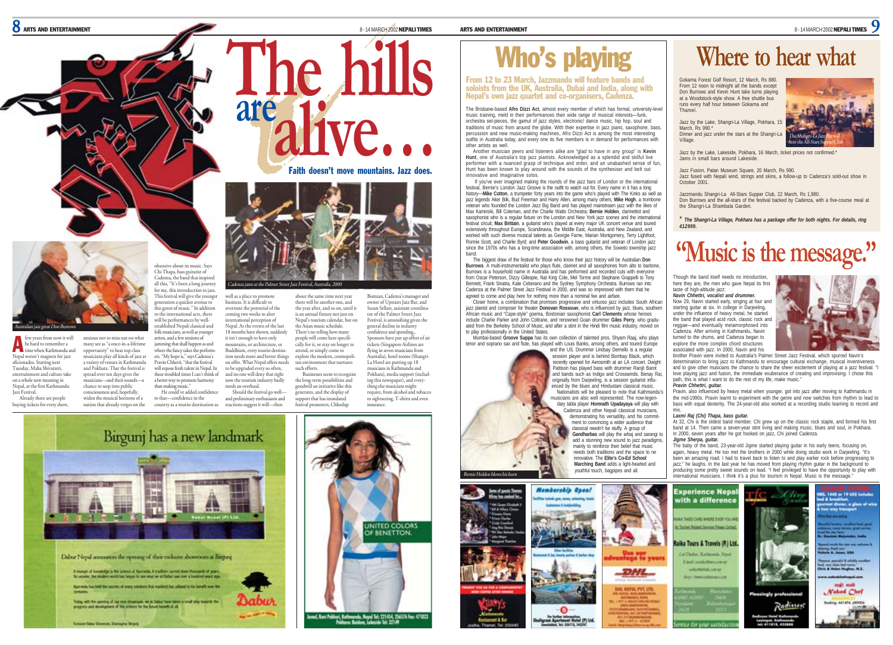# The hills are alive...

## Faith doesn't move mountains. Jazz does.

*Australian jazz great Don Burrows*

A few years from now it will be hard to remember a time when Kathmandu and Nepal weren't magnets for jazz aficionados. Starting next Tuesday, Maha Shivaratri, entertainment and culture take on a whole new meaning in Nepal, at the first Kathmandu Jazz Festival.

Already there are people buying tickets for every show, anxious not to miss out on what many see as "a once-in-a-lifetime opportunity" to hear top class musicians play all kinds of jazz at a variety of venues in Kathmandu and Pokhara. That the festival is spread over ten days gives the musicians—and their sounds—a chance to seep into public consciousness and, hopefully, widen the musical horizons of a nation that already verges on the obsessive about its music. Says Chi Thapa, bass guitarist of Cadenza, the band that inspired all this, "It's been a long journey for me, this introduction to jazz. This festival will give the younger generation a quicker avenue to this genre of music." In addition to the international acts, there will be performances by well-established Nepali classical and folk musicians, as well as younger artists, and a few sessions of jamming that shall happen as and where the fancy takes the performers. "My hope is," says Cadenza's Pravin Chhetri, "that the festival will expose fresh talent in Nepal. In these troubled times I can't think of a better way to promote harmony than making music."

He could've added confidence to that—confidence in the country as a tourist destination as well as a place to promote business. It is difficult to overstate the potential of the coming two weeks to alter international perception of Nepal. As the events of the last 18 months have shown, suddenly it isn't enough to have only mountains, or architecture, or Buddhism, every tourist destination needs more and better things on offer. What Nepal offers needs to be upgraded every so often, and no one will deny that right now the tourism industry badly needs an overhaul.

Should the festival go well—and preliminary enthusiasm and reactions suggest it will—then about the same time next year there will be another one, and the year after, and so on, until it is an annual fixture not just on Nepal's tourism calendar, but on the Asian music schedule. There's no telling how many people will come here specifically for it, or stay on longer to attend, or simply come to explore the modern, cosmopolitan environment that nurtures such efforts.

Businesses seem to recognise the long-term possibilities and goodwill an initiative like this generates, and the display of support that has inundated festival promoters, Chhedup Bomzan, Cadenza's manager and owner of Upstairs Jazz Bar, and Susan Sellars, assistant coordinator of the Palmer Street Jazz Festival, is astonishing given the general decline in industry confidence and spending,. Sponsors have put up offers of air tickets (Singapore Airlines are flying in seven musicians from Australia), hotel rooms (Shangri-La Hotel are putting up 18 musicians in Kathmandu and Pokhara), media support (including this newspaper), and everything else musicians might require, from alcohol and tobacco to sightseeing, T-shirts and even insurance.

*Cadenza jams at the Palmer Street Jazz Festival, Australia, 2000*

# Who's playing

**From 12 to 23 March, Jazzmandu will feature bands and soloists from the UK, Australia, Dubai and India, along with Nepal's own jazz quartet and co-organisers, Cadenza.**

The Brisbane-based **Afro Dizzi Act**, almost every member of which has formal, university-level music training, meld in their performances their wide range of musical interests—funk, orchestra set-pieces, the gamut of jazz styles, electronic/ dance music, hip hop, soul and traditions of music from around the globe. With their expertise in jazz piano, saxophone, bass, percussion and new music-making machines, Afro Dizzi Act is among the most interesting outfits in Australia today, and every one its five members is in demand for performances with other artists as well.

Another musician peers and listeners alike are "glad to have in any group" is **Kevin Hunt**, one of Australia's top jazz pianists. Acknowledged as a splendid and skilful live performer with a nuanced grasp of technique and order, and an unabashed sense of fun, Hunt has been known to play around with the sounds of the synthesiser and belt out innovative and imaginative solos.

If you've ever imagined making the rounds of the jazz bars of London or the international festival, Bernie's London Jazz Groove is the outfit to watch out for. Every name in it has a long history—**Mike Cotton**, a trumpeter forty years into the game who's played with The Kinks as well as jazz legends Aker Bilk, Bud Freeman and Harry Allen, among many others; **Mike Hogh**, a trombone veteran who founded the London Jazz Big Band and has played mainstream jazz with the likes of Max Kaminski, Bill Coleman, and the Charlie Watts Orchestra; **Bernie Holden**, clarinettist and saxophonist who is a regular fixture on the London and New York jazz scenes and the international festival circuit; **Max Brittain**, a guitarist who's played at every major UK concert venue and toured extensively throughout Europe, Scandinavia, the Middle East, Australia, and New Zealand, and worked with such diverse musical talents as Georgie Fame, Marian Montgomery, Terry Lightfoot, Ronnie Scott, and Charlie Byrd; and **Peter Goodwin**, a bass guitarist and veteran of London jazz since the 1970s who has a long-time association with, among others, the Soweto township jazz band.

The biggest draw of the festival for those who know their jazz history will be Australian **Don Burrows**. A multi-instrumentalist who plays flute, clarinet and all saxophones from alto to baritone, Burrows is a household name in Australia and has performed and recorded cuts with everyone from Oscar Peterson, Dizzy Gillespie, Nat King Cole, Mel Torme and Stephane Grappelli to Tony Bennett, Frank Sinatra, Kate Ceberano and the Sydney Symphony Orchestra. Burrows ran into Cadenza at the Palmer Street Jazz Festival in 2000, and was so impressed with them that he agreed to come and play here for nothing more than a nominal fee and airfare.

Closer home, a combination that promises progressive and virtuoso jazz includes South African jazz pianist and composer for theater **Donovan Rossouw**, who is influenced by jazz, blues, southern African music and "Cape-style" goema, Bostonian saxophonist **Carl Clements** whose heroes include Charlie Parker and John Coltrane, and renowned Goan drummer **Giles Perry**, who graduated from the Berkeley School of Music, and after a stint in the Hindi film music industry, moved on to play professionally in the United States.

Mumbai-based **Groove Suppa** has its own collection of talented pros. Shyam Raaj, who plays tenor and soprano sax and flute, has played with Louis Banks, among others, and toured Europe and the US. Drummer Lindsay Demello is a regular session player and is behind Bombay Black, which recently opened for Aerosmith at an LA concert. Dwight Pattison has played bass with drummer Ranjit Barot and bands such as Indigo and Crosswinds. Benay Rai, originally from Darjeeling, is a session guitarist influenced by the blues and Hindustani classical music.

Nationalists will be pleased to note that Kathmandu's musicians are also well represented. The now-legendary tabla player **Homnath Upadayaya** will play with Cadenza and other Nepali classical musicians, demonstrating his versatility, and his commitment to convincing a wider audience that classical needn't be stuffy. A group of **Gandharbas** will play the arbaj and sarangi to add a stunning new sound to jazz paradigms, mainly to reinforce their belief that music needs both traditions and the space to me innovative. The **Elite's Co-Ed School Marching Band** adds a light-hearted and youthful touch, bagpipes and all.

*Bernie Holden blows his horn*

# Where to hear what

Gokarna Forest Golf Resort, 12 March, Rs 880.
From 12 noon to midnight all the bands except Don Burrows and Kevin Hunt take turns playing at a Woodstock-style show. A free shuttle bus runs every half hour between Gokarna and Thamel.

Jazz by the Lake, Shangri-La Village, Pokhara, 15 March, Rs 990.*
Dinner and jazz under the stars at the Shangri-La Village.

*The Shangri-La Jazz Bar will host the All-Stars Supper Club*

Jazz by the Lake, Lakeside, Pokhara, 16 March, ticket prices not confirmed.*
Jams in small bars around Lakeside.

Jazz Fusion, Patan Museum Square, 20 March, Rs 990.
Jazz fused with Nepali wind, strings and skins, a follow-up to Cadenza's sold-out show in October 2001.

Jazzmandu Shangri-La All-Stars Supper Club, 22 March, Rs 1,980.
Don Burrows and the all-stars of the festival backed by Cadenza, with a five-course meal at the Shangri-La Shambala Garden.

\* ***The Shangri-La Village, Pokhara has a package offer for both nights. For details, ring 412999.***

# "Music is the message."

Though the band itself needs no introduction, here they are, the men who gave Nepal its first taste of high-altitude jazz:

***Navin Chhettri, vocalist and drummer.***
Now 29, Navin started early, singing at four and starting guitar at six. In college in Darjeeling, under the influence of heavy metal, he started the band that played acid rock, classic rock and reggae—and eventually metamorphosed into Cadenza. After arriving in Kathmandu, Navin turned to the drums, and Cadenza began to explore the more complex chord structures associated with jazz. In 2000, Navin and his brother Pravin were invited to Australia's Palmer Street Jazz Festival, which spurred Navin's determination to bring jazz to Kathmandu to encourage cultural exchange, musical inventiveness and to give other musicians the chance to share the sheer excitement of playing at a jazz festival. "I love playing jazz and fusion, the immediate exuberance of creating and improvising. I chose this path, this is what I want to do the rest of my life, make music."

***Pravin Chhettri, guitar.***
Pravin, also influenced by heavy metal when younger, got into jazz after moving to Kathmandu in the mid-1990s. Pravin learnt to experiment with the genre and now switches from rhythm to lead to bass with equal dexterity. The 24-year-old also worked at a recording studio learning to record and mix.

***Laxmi Raj (Chi) Thapa, bass guitar.***
At 32, Chi is the oldest band member. Chi grew up on the classic rock staple, and formed his first band at 14. Then came a seven-year stint living and making music, blues and soul, in Pokhara. In 2000, seven years after he got hooked on jazz, Chi joined Cadenza.

***Jigme Sherpa, guitar.***
The baby of the band, 23-year-old Jigme started playing guitar in his early teens, focusing on, again, heavy metal. He too met the brothers in 2000 while doing studio work in Darjeeling. "It's been an amazing road. I had to travel back to listen to and play earlier rock before progressing to jazz," he laughs. In the last year he has moved from playing rhythm guitar in the background to producing some pretty sweet sounds on lead. "I feel privileged to have the opportunity to play with international musicians. I think it's a plus for tourism in Nepal. Music is the message."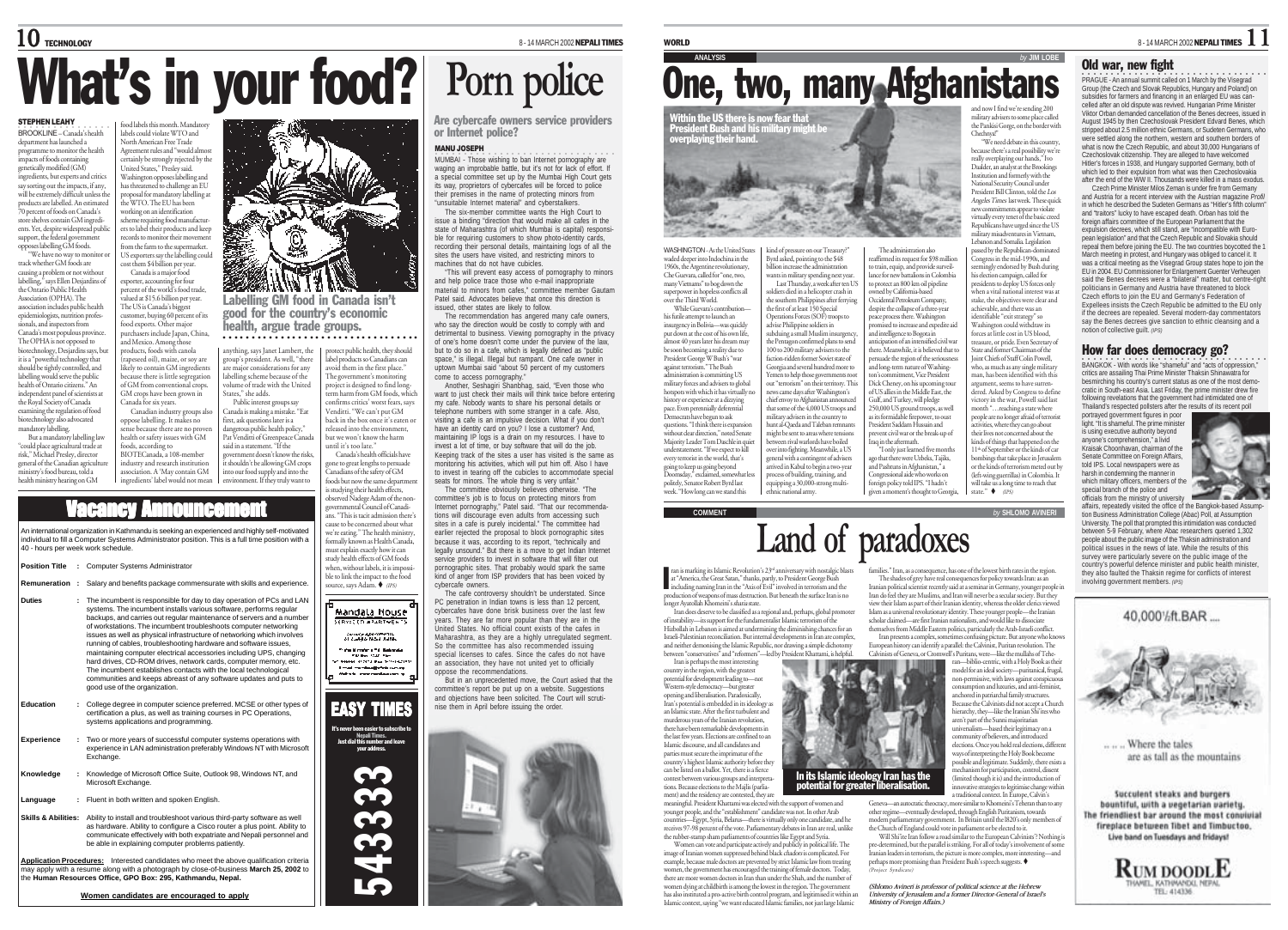# What's in your food?

## Labelling GM food in Canada isn't good for the country's economic health, argue trade groups.

**STEPHEN LEAHY**

BROOKLINE – Canada's health department has launched a programme to monitor the health impacts of foods containing genetically modified (GM) ingredients, but experts and critics say sorting out the impacts, if any, will be extremely difficult unless the products are labelled. An estimated 70 percent of foods on Canada's store shelves contain GM ingredients. Yet, despite widespread public support, the federal government opposes labelling GM foods.

"We have no way to monitor or track whether GM foods are causing a problem or not without labelling," says Ellen Desjardins of the Ontario Public Health Association (OPHA). The association includes public health epidemiologists, nutrition professionals, and inspectors from Canada's most populous province. The OPHA is not opposed to biotechnology, Desjardins says, but it is a "powerful technology that should be tightly controlled, and labelling would serve the public health of Ontario citizens." An independent panel of scientists at the Royal Society of Canada examining the regulation of food biotechnology also advocated mandatory labelling.

But a mandatory labelling law "could place agricultural trade at risk," Michel Presley, director general of the Canadian agriculture ministry's food bureau, told a health ministry hearing on GM food labels this month. Mandatory labels could violate WTO and North American Free Trade Agreement rules and "would almost certainly be strongly rejected by the United States," Presley said. Washington opposes labelling and has threatened to challenge an EU proposal for mandatory labelling at the WTO. The EU has been working on an identification scheme requiring food manufacturers to label their products and keep records to monitor their movement from the farm to the supermarket. US exporters say the labelling could cost them $4 billion per year.

Canada is a major food exporter, accounting for four percent of the world's food trade, valued at $15.6 billion per year. The US is Canada's biggest customer, buying 60 percent of its food exports. Other major purchasers include Japan, China, and Mexico. Among those products, foods with canola (rapeseed oil), maize, or soy are likely to contain GM ingredients because there is little segregation of GM from conventional crops. GM crops have been grown in Canada for six years.

Canadian industry groups also oppose labelling. It makes no sense because there are no proven health or safety issues with GM foods, according to BIOTECanada, a 108-member industry and research institution association. A 'May contain GM ingredients' label would not mean anything, says Janet Lambert, the group's president. As well, "there are major considerations for any labelling scheme because of the volume of trade with the United States," she adds.

Public interest groups say Canada is making a mistake. "Eat first, ask questions later is a dangerous public health policy," Pat Venditti of Greenpeace Canada said in a statement. "If the government doesn't know the risks, it shouldn't be allowing GM crops into our food supply and into the environment. If they truly want to protect public health, they should label products so Canadians can avoid them in the first place." The government's monitoring project is designed to find long-term harm from GM foods, which confirms critics' worst fears, says Venditti. "We can't put GM back in the box once it's eaten or released into the environment, but we won't know the harm until it's too late."

Canada's health officials have gone to great lengths to persuade Canadians of the safety of GM foods but now the same department is studying their health effects, observed Nadege Adam of the non-governmental Council of Canadians. "This is tacit admission there's cause to be concerned about what we're eating." The health ministry, formally known as Health Canada, must explain exactly how it can study health effects of GM foods when, without labels, it is impossible to link the impact to the food source, says Adam. ♦ *(IPS)*

# Vacancy Announcement

An international organization in Kathmandu is seeking an experienced and highly self-motivated individual to fill a Computer Systems Administrator position. This is a full time position with a 40 - hours per week work schedule.

| | | |
|---|---|---|
| **Position Title** | : | Computer Systems Administrator |
| **Remuneration** | : | Salary and benefits package commensurate with skills and experience. |
| **Duties** | : | The incumbent is responsible for day to day operation of PCs and LAN systems. The incumbent installs various software, performs regular backups, and carries out regular maintenance of servers and a number of workstations. The incumbent troubleshoots computer networking issues as well as physical infrastructure of networking which involves running of cables, troubleshooting hardware and software issues, maintaining computer electrical accessories including UPS, changing hard drives, CD-ROM drives, network cards, computer memory, etc. The incumbent establishes contacts with the local technological communities and keeps abreast of any software updates and puts to good use of the organization. |
| **Education** | : | College degree in computer science preferred. MCSE or other types of certification a plus, as well as training courses in PC Operations, systems applications and programming. |
| **Experience** | : | Two or more years of successful computer systems operations with experience in LAN administration preferably Windows NT with Microsoft Exchange. |
| **Knowledge** | : | Knowledge of Microsoft Office Suite, Outlook 98, Windows NT, and Microsoft Exchange. |
| **Language** | : | Fluent in both written and spoken English. |
| **Skills & Abilities:** | | Ability to install and troubleshoot various third-party software as well as hardware. Ability to configure a Cisco router a plus point. Ability to communicate effectively with both expatriate and Nepali personnel and be able in explaining computer problems patiently. |

**Application Procedures:** Interested candidates who meet the above qualification criteria may apply with a resume along with a photograph by close-of-business **March 25, 2002** to the **Human Resources Office, GPO Box: 295, Kathmandu, Nepal.**

**Women candidates are encouraged to apply**

# Porn police

## Are cybercafe owners service providers or Internet police?

**MANU JOSEPH**

MUMBAI - Those wishing to ban Internet pornography are waging an improbable battle, but it's not for lack of effort. If a special committee set up by the Mumbai High Court gets its way, proprietors of cybercafes will be forced to police their premises in the name of protecting minors from "unsuitable Internet material" and cyberstalkers.

The six-member committee wants the High Court to issue a binding "direction that would make all cafes in the state of Maharashtra (of which Mumbai is capital) responsible for requiring customers to show photo-identity cards, recording their personal details, maintaining logs of all the sites the users have visited, and restricting minors to machines that do not have cubicles.

"This will prevent easy access of pornography to minors and help police trace those who e-mail inappropriate material to minors from cafes," committee member Gautam Patel said. Advocates believe that once this direction is issued, other states are likely to follow.

The recommendation has angered many cafe owners, who say the direction would be costly to comply with and detrimental to business. Viewing pornography in the privacy of one's home doesn't come under the purview of the law, but to do so in a cafe, which is legally defined as "public space," is illegal. Illegal but rampant. One cafe owner in uptown Mumbai said "about 50 percent of my customers come to access pornography."

Another, Seshagiri Shanbhag, said, "Even those who want to just check their mails will think twice before entering my cafe. Nobody wants to share his personal details or telephone numbers with some stranger in a cafe. Also, visiting a cafe is an impulsive decision. What if you don't have an identity card on you? I lose a customer? And, maintaining IP logs is a drain on my resources. I have to invest a lot of time, or buy software that will do the job. Keeping track of the sites a user has visited is the same as monitoring his activities, which will put him off. Also I have to invest in tearing off the cubicles to accommodate special seats for minors. The whole thing is very unfair."

The committee obviously believes otherwise. "The committee's job is to focus on protecting minors from Internet pornography," Patel said. "That our recommendations will discourage even adults from accessing such sites in a cafe is purely incidental." The committee had earlier rejected the proposal to block pornographic sites because it was, according to its report, "technically and legally unsound." But there is a move to get Indian Internet service providers to invest in software that will filter out pornographic sites. That probably would spark the same kind of anger from ISP providers that has been voiced by cybercafe owners.

The cafe controversy shouldn't be understated. Since PC penetration in Indian towns is less than 12 percent, cybercafes have done brisk business over the last few years. They are far more popular than they are in the United States. No official count exists of the cafes in Maharashtra, as they are a highly unregulated segment. So the committee has also recommended issuing special licenses to cafes. Since the cafes do not have an association, they have not united yet to officially oppose the recommendations.

But in an unprecedented move, the Court asked that the committee's report be put up on a website. Suggestions and objections have been solicited. The Court will scrutinise them in April before issuing the order.

**Mandala House**

**EASY TIMES**

It's never been easier to subscribe to Nepali Times. Just dial this number and leave your address.

**543333**

ANALYSIS *by* **JIM LOBE**

# One, two, many Afghanistans

**Within the US there is now fear that President Bush and his military might be overplaying their hand.**

WASHINGTON - As the United States waded deeper into Indochina in the 1960s, the Argentine revolutionary, Che Guevara, called for "one, two, many Vietnams" to bog down the superpower in hopeless conflicts all over the Third World.

While Guevara's contribution—his futile attempt to launch an insurgency in Bolivia—was quickly put down at the cost of his own life, almost 40 years later his dream may be soon becoming a reality due to President George W Bush's "war against terrorism." The Bush administration is committing US military forces and advisers to global hotspots with which it has virtually no history or experience at a dizzying pace. Even perennially deferential Democrats have begun to ask questions. "I think there is expansion without clear direction," noted Senate Majority Leader Tom Daschle in quiet understatement. "If we expect to kill every terrorist in the world, that's going to keep us going beyond Doomsday," exclaimed, somewhat less politely, Senator Robert Byrd last week. "How long can we stand this kind of pressure on our Treasury?" Byrd asked, pointing to the $48 billion increase the administration wants in military spending next year.

Last Thursday, a week after ten US soldiers died in a helicopter crash in the southern Philippines after ferrying the first of at least 150 Special Operations Forces (SOF) troops to advise Philippine soldiers in subduing a small Muslim insurgency, the Pentagon confirmed plans to send 100 to 200 military advisers to the faction-ridden former Soviet state of Georgia and several hundred more to Yemen to help those governments root out "terrorism" on their territory. This news came days after Washington's chief envoy to Afghanistan announced that some of the 4,000 US troops and military advisers in the country to hunt al-Qaeda and Taleban remnants might be sent to areas where tensions between rival warlords have boiled over into fighting. Meanwhile, a US general with a contingent of advisers arrived in Kabul to begin a two-year process of building, training, and equipping a 30,000-strong multi-ethnic national army.

The administration also reaffirmed its request for $98 million to train, equip, and provide surveillance for new battalions in Colombia to protect an 800 km oil pipeline owned by California-based Occidental Petroleum Company, despite the collapse of a three-year peace process there. Washington promised to increase and expedite aid and intelligence to Bogota in anticipation of an intensified civil war there. Meanwhile, it is believed that to persuade the region of the seriousness and long-term nature of Washington's commitment, Vice President Dick Cheney, on his upcoming tour of US allies in the Middle East, the Gulf, and Turkey, will pledge 250,000 US ground troops, as well as its formidable firepower, to oust President Saddam Hussain and prevent civil war or the break-up of Iraq in the aftermath.

"I only just learned five months ago that there were Uzbeks, Tajiks, and Pashtuns in Afghanistan," a Congressional aide who works on foreign policy told IPS. "I hadn't given a moment's thought to Georgia, and now I find we're sending 200 military advisers to some place called the Pankisi Gorge, on the border with Chechnya!"

"We need debate in this country, because there's a real possibility we're really overplaying our hands," Ivo Daalder, an analyst at the Brookings Institution and formerly with the National Security Council under President Bill Clinton, told the *Los Angeles Times* last week. These quick new commitments appear to violate virtually every tenet of the basic creed Republicans have urged since the US military misadventures in Vietnam, Lebanon and Somalia. Legislation passed by the Republican-dominated Congress in the mid-1990s, and seemingly endorsed by Bush during his election campaign, called for presidents to deploy US forces only when a vital national interest was at stake, the objectives were clear and achievable, and there was an identifiable "exit strategy" so Washington could withdraw its forces at little cost in US blood, treasure, or pride. Even Secretary of State and former Chairman of the Joint Chiefs of Staff Colin Powell, who, as much as any single military man, has been identified with this argument, seems to have surrendered. Asked by Congress to define victory in the war, Powell said last month "...reaching a state where people are no longer afraid of terrorist activities, where they can go about their lives not concerned about the kinds of things that happened on the 11th of September or the kinds of car bombings that take place in Jerusalem or the kinds of terrorism meted out by (left-wing guerrillas) in Colombia. It will take us a long time to reach that state." ♦ *(IPS)*

COMMENT *by* **SHLOMO AVINERI**

# Land of paradoxes

**In its Islamic ideology Iran has the potential for greater liberalisation.**

Iran is marking its Islamic Revolution's 23rd anniversary with nostalgic blasts at "America, the Great Satan," thanks, partly, to President George Bush including naming Iran in the "Axis of Evil" involved in terrorism and the production of weapons of mass destruction. But beneath the surface Iran is no longer Ayatollah Khomeini's sharia state.

Iran does deserve to be classified as a regional and, perhaps, global promoter of instability—its support for the fundamentalist Islamic terrorism of the Hizbollah in Lebanon is aimed at undermining the diminishing chances for an Israeli-Palestinian reconciliation. But internal developments in Iran are complex, and neither demonising the Islamic Republic, nor drawing a simple dichotomy between "conservatives" and "reformers"—led by President Khatami, is helpful.

Iran is perhaps the most interesting country in the region, with the greatest potential for development leading to—not Western-style democracy—but greater opening and liberalisation. Paradoxically, Iran's potential is embedded in its ideology as an Islamic state. After the first turbulent and murderous years of the Iranian revolution, there have been remarkable developments in the last few years. Elections are confined to an Islamic discourse, and all candidates and parties must secure the imprimatur of the country's highest Islamic authority before they can be listed on a ballot. Yet, there is a fierce contest between various groups and interpretations. Because elections to the Majlis (parliament) and the residency are contested, they are meaningful. President Khatami was elected with the support of women and younger people, and the "establishment" candidate was not. In other Arab countries—Egypt, Syria, Belarus—there is virtually only one candidate, and he receives 97-98 percent of the vote. Parliamentary debates in Iran are real, unlike the rubber-stamp sham parliaments of countries like Egypt and Syria.

Women can vote and participate actively and publicly in political life. The image of Iranian women suppressed behind black chadors is complicated. For example, because male doctors are prevented by strict Islamic law from treating women, the government has encouraged the training of female doctors. Today, there are more women doctors in Iran than under the Shah, and the number of women dying at childbirth is among the lowest in the region. The government has also instituted a pro-active birth control program, and legitimised it within an Islamic context, saying "we want educated Islamic families, not just large Islamic families." Iran, as a consequence, has one of the lowest birth rates in the region.

The shades of grey have real consequences for policy towards Iran: as an Iranian political scientist recently said at a seminar in Germany, younger people in Iran do feel they are Muslims, and Iran will never be a secular society. But they view their Islam as part of their Iranian identity, whereas the older clerics viewed Islam as a universal revolutionary identity. These younger people—the Iranian scholar claimed—are first Iranian nationalists, and would like to dissociate themselves from Middle Eastern politics, particularly the Arab-Israeli conflict.

Iran presents a complex, sometimes confusing picture. But anyone who knows European history can identify a parallel: the Calvinist, Puritan revolution. The Calvinists of Geneva, or Cromwell's Puritans, were—like the mullahs of Teheran—biblio-centric, with a Holy Book as their model for an ideal society—puritanical, frugal, non-permissive, with laws against conspicuous consumption and luxuries, and anti-feminist, anchored in patriarchal family structures. Because the Calvinists did not accept a Church hierarchy, they—like the Iranian Shi'ites who aren't part of the Sunni majoritarian universalism—based their legitimacy on a community of believers, and introduced elections. Once you hold real elections, different ways of interpreting the Holy Book become possible and legitimate. Suddenly, there exists a mechanism for participation, control, dissent (limited though it is) and the introduction of innovative strategies to legitimise change within a traditional context. In Europe, Calvin's Geneva—an autocratic theocracy, more similar to Khomeini's Teheran than to any other regime—eventually developed, through English Puritanism, towards modern parliamentary government. In Britain until the 1820's only members of the Church of England could vote in parliament or be elected to it.

Will Shi'ite Iran follow a road similar to the European Calvinists'? Nothing is pre-determined, but the parallel is striking. For all of today's involvement of some Iranian leaders in terrorism, the picture is more complex, more interesting—and perhaps more promising than President Bush's speech suggests. ♦ *(Project Syndicate)*

*(Shlomo Avineri is professor of political science at the Hebrew University of Jerusalem and a former Director-General of Israel's Ministry of Foreign Affairs.)*

## Old war, new fight

PRAGUE - An annual summit called on 1 March by the Visegrad Group (the Czech and Slovak Republics, Hungary and Poland) on subsidies for farmers and financing in an enlarged EU was cancelled after an old dispute was revived. Hungarian Prime Minister Viktor Orban demanded cancellation of the Benes decrees, issued in August 1945 by then Czechoslovak President Edvard Benes, which stripped about 2.5 million ethnic Germans, or Sudeten Germans, who were settled along the northern, western and southern borders of what is now the Czech Republic, and about 30,000 Hungarians of Czechoslovak citizenship. They are alleged to have welcomed Hitler's forces in 1938, and Hungary supported Germany, both of which led to their expulsion from what was then Czechoslovakia after the end of the WW II. Thousands were killed in a mass exodus.

Czech Prime Minister Milos Zeman is under fire from Germany and Austria for a recent interview with the Austrian magazine *Profil* in which he described the Sudeten Germans as "Hitler's fifth column" and "traitors" lucky to have escaped death. Orban has told the foreign affairs committee of the European Parliament that the expulsion decrees, which still stand, are "incompatible with European legislation" and that the Czech Republic and Slovakia should repeal them before joining the EU. The two countries boycotted the 1 March meeting in protest, and Hungary was obliged to cancel it. It was a critical meeting as the Visegrad Group states hope to join the EU in 2004. EU Commissioner for Enlargement Guenter Verheugen said the Benes decrees were a "bilateral" matter, but centre-right politicians in Germany and Austria have threatened to block Czech efforts to join the EU and Germany's Federation of Expellees insists the Czech Republic be admitted to the EU only if the decrees are repealed. Several modern-day commentators say the Benes decrees give sanction to ethnic cleansing and a notion of collective guilt. *(IPS)*

## How far does democracy go?

BANGKOK - With words like "shameful" and "acts of oppression," critics are assailing Thai Prime Minister Thaksin Shinawatra for besmirching his country's current status as one of the most democratic in South-east Asia. Last Friday, the prime minister drew fire following revelations that the government had intimidated one of Thailand's respected pollsters after the results of its recent poll portrayed government figures in poor light. "It is shameful. The prime minister is using executive authority beyond anyone's comprehension," a livid Kraisak Choonhavan, chairman of the Senate Committee on Foreign Affairs, told IPS. Local newspapers were as harsh in condemning the manner in which military officers, members of the special branch of the police and officials from the ministry of university affairs, repeatedly visited the office of the Bangkok-based Assumption Business Administration College (Abac) Poll, at Assumption University. The poll that prompted this intimidation was conducted between 5-9 February, where Abac researchers queried 1,302 people about the public image of the Thaksin administration and political issues in the news of late. While the results of this survey were particularly severe on the public image of the country's powerful defence minister and public health minister, they also faulted the Thaksin regime for conflicts of interest involving government members. *(IPS)*

40,000½ft.BAR ...

... ... Where the tales are as tall as the mountains

Succulent steaks and burgers bountiful, with a vegetarian variety. The friendliest bar around the most convivial fireplace between Tibet and Timbuctoo. Live band on Tuesdays and fridays!

RUM DOODLE
THAMEL, KATHMANDU, NEPAL
TEL: 414336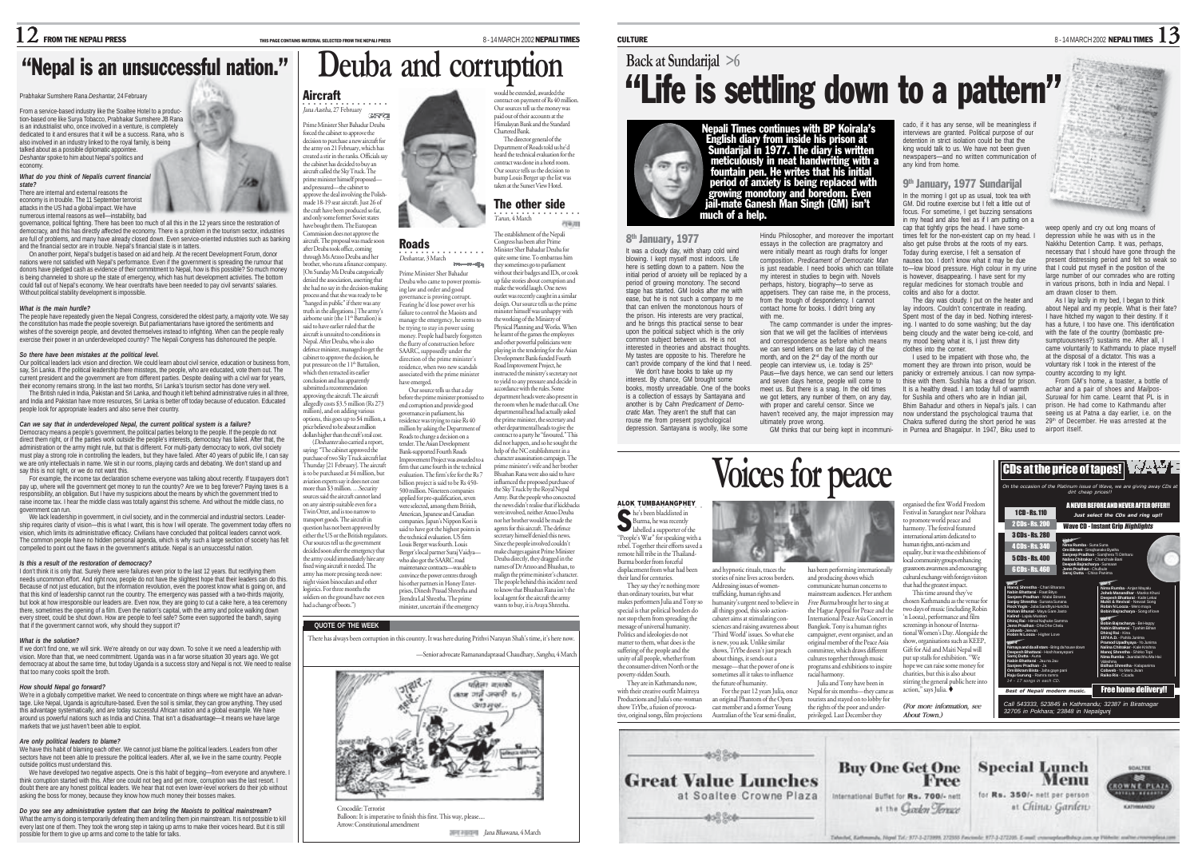# "Nepal is an unsuccessful nation."

Prabhakar Sumshere Rana *Deshantar*, 24 February

From a service-based industry like the Soaltee Hotel to a production-based one like Surya Tobacco, Prabhakar Sumshere JB Rana is an industrialist who, once involved in a venture, is completely dedicated to it and ensures that it will be a success. Rana, who is also involved in an industry linked to the royal family, is being talked about as a possible diplomatic appointee. *Deshantar* spoke to him about Nepal's politics and economy.

***What do you think of Nepal's current financial state?***

There are internal and external reasons the economy is in trouble. The 11 September terrorist attacks in the US had a global impact. We have numerous internal reasons as well—instability, bad governance, political fighting. There has been too much of all this in the 12 years since the restoration of democracy, and this has directly affected the economy. There is a problem in the tourism sector, industries are full of problems, and many have already closed down. Even service-oriented industries such as banking and the financial sector are in trouble. Nepal's financial state is in tatters.

On another point, Nepal's budget is based on aid and help. At the recent Development Forum, donor nations were not satisfied with Nepal's performance. Even if the government is spreading the rumour that donors have pledged cash as evidence of their commitment to Nepal, how is this possible? So much money is being channeled to shore up the state of emergency, which has hurt development activities. The bottom could fall out of Nepal's economy. We hear overdrafts have been needed to pay civil servants' salaries. Without political stability development is impossible.

***What is the main hurdle?***

The people have repeatedly given the Nepali Congress, considered the oldest party, a majority vote. We say the constitution has made the people sovereign. But parliamentarians have ignored the sentiments and wishes of the sovereign people, and devoted themselves instead to infighting. When can the people really exercise their power in an underdeveloped country? The Nepali Congress has dishonoured the people.

***So there have been mistakes at the political level.***

Our political leaders lack vision and direction. We could learn about civil service, education or business from, say, Sri Lanka. If the political leadership there missteps, the people, who are educated, vote them out. The current president and the government are from different parties. Despite dealing with a civil war for years, their economy remains strong. In the last two months, Sri Lanka's tourism sector has done very well.

The British ruled in India, Pakistan and Sri Lanka, and though it left behind administrative rules in all three, and India and Pakistan have more resources, Sri Lanka is better off today because of education. Educated people look for appropriate leaders and also serve their country.

***Can we say that in underdeveloped Nepal, the current political system is a failure?***

Democracy means a people's government, the political parties belong to the people. If the people do not direct them right, or if the parties work outside the people's interests, democracy has failed. After that, the administration or the army might rule, but that is different. For multi-party democracy to work, civil society must play a strong role in controlling the leaders, but they have failed. After 40 years of public life, I can say we are only intellectuals in name. We sit in our rooms, playing cards and debating. We don't stand up and say this is not right, or we do not want this.

For example, the income tax declaration scheme everyone was talking about recently. If taxpayers don't pay up, where will the government get money to run the country? Are we to beg forever? Paying taxes is a responsibility, an obligation. But I have my suspicions about the means by which the government tried to raise income tax. I hear the middle class was totally against this scheme. And without the middle class, no government can run.

We lack leadership in government, in civil society, and in the commercial and industrial sectors. Leadership requires clarity of vision—this is what I want, this is how I will operate. The government today offers no vision, which limits its administrative efficacy. Civilians have concluded that political leaders cannot work. The common people have no hidden personal agenda, which is why such a large section of society has felt compelled to point out the flaws in the government's attitude. Nepal is an unsuccessful nation.

***Is this a result of the restoration of democracy?***

I don't think it is only that. Surely there were failures even prior to the last 12 years. But rectifying them needs uncommon effort. And right now, people do not have the slightest hope that their leaders can do this. Because of not just education, but the information revolution, even the poorest know what is going on, and that this kind of leadership cannot run the country. The emergency was passed with a two-thirds majority, but look at how irresponsible our leaders are. Even now, they are going to cut a cake here, a tea ceremony there, sometimes the opening of a film. Even the nation's capital, with the army and police walking down every street, could be shut down. How are people to feel safe? Some even supported the bandh, saying that if the government cannot work, why should they support it?

***What is the solution?***

If we don't find one, we will sink. We're already on our way down. To solve it we need a leadership with vision. More than that, we need commitment. Uganda was in a far worse situation 30 years ago. We got democracy at about the same time, but today Uganda is a success story and Nepal is not. We need to realise that too many cooks spoil the broth.

***How should Nepal go forward?***

We're in a globally competitive market. We need to concentrate on things where we might have an advantage. Like Nepal, Uganda is agriculture-based. Even the soil is similar, they can grow anything. They used this advantage systematically, and are today successful African nation and a global example. We have around us powerful nations such as India and China. That isn't a disadvantage—it means we have large markets that we just haven't been able to exploit.

***Are only political leaders to blame?***

We have this habit of blaming each other. We cannot just blame the political leaders. Leaders from other sectors have not been able to pressure the political leaders. After all, we live in the same country. People outside politics must understand this.

We have developed two negative aspects. One is this habit of begging—from everyone and anywhere. I think corruption started with this. After one could not beg and get more, corruption was the last resort. I doubt there are any honest political leaders. We hear that not even lower-level workers do their job without asking the boss for money, because they know how much money their bosses makes.

***Do you see any administrative system that can bring the Maoists to political mainstream?***

What the army is doing is temporarily defeating them and telling them join mainstream. It is not possible to kill every last one of them. They took the wrong step in taking up arms to make their voices heard. But it is still possible for them to give up arms and come to the table for talks.

# Deuba and corruption

## Aircraft

*Jana Aastha*, 27 February

Prime Minister Sher Bahadur Deuba forced the cabinet to approve the decision to purchase a new aircraft for the army on 21 February, which has created a stir in the ranks. Officials say the cabinet has decided to buy an aircraft called the Sky Truck. The prime minister himself proposed—and pressured—the cabinet to approve the deal involving the Polish-made 18-19 seat aircraft. Just 26 of the craft have been produced so far, and only some former Soviet states have bought them. The European Commission does not approve the aircraft. The proposal was made soon after Deuba took office, coming through Ms Arzoo Deuba and her brother, who runs a finance company. [On Sunday Ms Deuba categorically denied the association, asserting that she had no say in the decision-making process and that she was ready to be "hanged in public" if there was any truth in the allegations.] The army's airborne unit (the 11th Battalion) is said to have earlier ruled that the aircraft is unsuited to conditions in Nepal. After Deuba, who is also defence minister, managed to get the cabinet to approve the decision, he put pressure on the 11th Battalion, which then retracted its earlier conclusion and has apparently submitted a recommendation approving the aircraft. The aircraft allegedly costs $3.5 million (Rs 273 million), and on adding various options, this goes up to $4 million, a price believed to be about a million dollars higher than the craft's real cost.

(*Deshantar* also carried a report, saying: "The cabinet approved the purchase of two Sky Truck aircraft last Thursday [21 February]. The aircraft is to be purchased at $4 million, but aviation experts say it does not cost more than $3 million. ... Security sources said the aircraft cannot land on any airstrip suitable even for a Twin Otter, and is too narrow to transport goods. The aircraft in question has not been approved by either the US or the British regulators. Our sources tell us the government decided soon after the emergency that the army could immediately hire any fixed wing aircraft it needed. The army has more pressing needs now: night vision binoculars and other logistics. For three months the soldiers on the ground have not even had a change of boots.")

## Roads

*Deshantar*, 3 March

Prime Minister Sher Bahadur Deuba who came to power promising law and order and good governance is proving corrupt. Fearing he'd lose power over his failure to control the Maoists and manage the emergency, he seems to be trying to stay in power using money. People had barely forgotten the flurry of construction before SAARC, supposedly under the direction of the prime minister's residence, when new scandals associated with the prime minister have emerged.

Our source tells us that a day before the prime minister promised to end corruption and provide good governance in parliament, his residence was trying to raise Rs 40 million by asking the Department of Roads to change a decision on a tender. The Asian Development Bank-supported Fourth Roads Improvement Project was awarded to a firm that came fourth in the technical evaluation. The firm's fee for the Rs 7 billion project is said to be Rs 450-500 million. Nineteen companies applied for pre-qualification, seven were selected, among them British, American, Japanese and Canadian companies. Japan's Nippon Koei is said to have got the highest points in the technical evaluation. US firm Louis Berger was fourth. Louis Berger's local partner Suraj Vaidya—who also got the SAARC road maintenance contracts—was able to convince the power centres through his other partners in Honey Enterprises, Dinesh Prasad Shrestha and Jitendra Lal Shrestha. The prime minister, uncertain if the emergency would be extended, awarded the contract on payment of Rs 40 million. Our sources tell us the money was paid out of their accounts at the Himalayan Bank and the Standard Chartered Bank.

The director general of the Department of Roads told us he'd heard the technical evaluation for the contract was done in a hotel room. Our source tells us the decision to bump Louis Berger up the list was taken at the Sunset View Hotel.

## The other side

*Tarun*, 4 March

The establishment of the Nepali Congress has been after Prime Minister Sher Bahadur Deuba for quite some time. To embarrass him they sometimes go to parliament without their badges and IDs, or cook up false stories about corruption and make the world laugh. One news outlet was recently caught in a similar design. Our source tells us the prime minister himself was unhappy with the working of the Ministry of Physical Planning and Works. When he learnt of the games the employees and other powerful politicians were playing in the tendering for the Asian Development Bank-funded Fourth Road Improvement Project, he instructed the ministry's secretary not to yield to any pressure and decide in accordance with the rules. Some department heads were also present in the room when he made that call. One departmental head had actually asked the prime minister, the secretary and other departmental heads to give the contract to a party he "favoured." This did not happen, and so he sought the help of the NC establishment in a character assassination campaign. The prime minister's wife and her brother Bhushan Rana were also said to have influenced the proposed purchase of the Sky Truck by the Royal Nepal Army. But the people who concocted the news didn't realise that if kickbacks were involved, neither Arzoo Deuba nor her brother would be made the agents for this aircraft. The defence secretary himself denied this news. Since the people involved couldn't make charges against Prime Minister Deuba directly, they dragged in the names of Dr Arzoo and Bhushan, to malign the prime minister's character. The people behind this incident need to know that Bhushan Rana isn't the local agent for the aircraft the army wants to buy, it is Avaya Shrestha.

## QUOTE OF THE WEEK

There has always been corruption in this country. It was here during Prithvi Narayan Shah's time, it's here now.

—Senior advocate Ramanandaprasad Chaudhary, *Sanghu*, 4 March

Crocodile: Terrorist
Balloon: It is imperative to finish this first. This way, please....
Arrow: Constitutional amendment

*Jana Bhawana*, 4 March

# Back at Sundarijal >6

# "Life is settling down to a pattern"

**Nepali Times continues with BP Koirala's English diary from inside his prison at Sundarijal in 1977. The diary is written meticulously in neat handwriting with a fountain pen. He writes that his initial period of anxiety is being replaced with growing monotony and boredom. Even jail-mate Ganesh Man Singh (GM) isn't much of a help.**

## 8th January, 1977

It was a cloudy day, with sharp cold wind blowing. I kept myself most indoors. Life here is settling down to a pattern. Now the initial period of anxiety will be replaced by a period of growing monotony. The second stage has started. GM looks after me with ease, but he is not such a company to me that can enliven the monotonous hours of the prison. His interests are very practical, and he brings this practical sense to bear upon the political subject which is the only common subject between us. He is not interested in theories and abstract thoughts. My tastes are opposite to his. Therefore he can't provide company of the kind that I need.

We don't have books to take up my interest. By chance, GM brought some books, mostly unreadable. One of the books is a collection of essays by Santayana and another is by Cahn *Predicament of Democratic Man*. They aren't the stuff that can rouse me from present psychological depression. Santayana is woolly, like some Hindu Philosopher, and moreover the important essays in the collection are pragmatory and were initially meant as rough drafts for longer composition. *Predicament of Democratic Man* is just readable. I need books which can titillate my interest in studies to begin with. Novels perhaps, history, biography—to serve as appetisers. They can raise me, in the process, from the trough of despondency. I cannot contact home for books. I didn't bring any with me.

The camp commander is under the impression that we will get the facilities of interviews and correspondence as before which means we can send letters on the last day of the month, and on the 2nd day of the month our people can interview us, i.e. today is 25th Paus—five days hence, we can send our letters and seven days hence, people will come to meet us. But there is a snag. In the old times we got letters, any number of them, on any day, with proper and careful censor. Since we haven't received any, the major impression may ultimately prove wrong.

GM thinks that our being kept in incommunicado, if it has any sense, will be meaningless if interviews are granted. Political purpose of our detention in strict isolation could be that the king would talk to us. We have not been given newspapers—and no written communication of any kind from home.

## 9th January, 1977 Sundarijal

In the morning I got up as usual, took tea with GM. Did routine exercise but I felt a little out of focus. For sometime, I get buzzing sensations in my head and also feel as if I am putting on a cap that tightly grips the head. I have sometimes felt for the non-existent cap on my head. I also get pulse throbs at the roots of my ears. Today during exercise, I felt a sensation of nausea too. I don't know what it may be due to—low blood pressure. High colour in my urine is however, disappearing. I have sent for my regular medicines for stomach trouble and colitis and also for a doctor.

The day was cloudy. I put on the heater and lay indoors. Couldn't concentrate in reading. Spent most of the day in bed. Nothing interesting. I wanted to do some washing; but the day being cloudy and the water being ice-cold, and my mood being what it is, I just threw dirty clothes into the corner.

I used to be impatient with those who, the moment they are thrown into prison, would be panicky or extremely anxious. I can now sympathise with them. Sushila has a dread for prison. It is a healthy dread. I am today full of warmth for Sushila and others who are in Indian jail, Bhim Bahadur and others in Nepal's jails. I can now understand the psychological trauma that Chakra suffered during the short period he was in Purnea and Bhagalpur. In 1947, Biku used to weep openly and cry out long moans of depression while he was with us in the Nakkhu Detention Camp. It was, perhaps, necessary that I should have gone through the present distressing period and felt so weak so that I could put myself in the position of the large number of our comrades who are rotting in various prisons, both in India and Nepal. I am drawn closer to them.

As I lay lazily in my bed, I began to think about Nepal and my people. What is their fate? I have hitched my wagon to their destiny. If it has a future, I too have one. This identification with the fate of the country (bombastic presumptuousness?) sustains me. After all, I came voluntarily to Kathmandu to place myself at the disposal of a dictator. This was a voluntary risk I took in the interest of the country according to my light.

From GM's home, a toaster, a bottle of *achar* and a pair of shoes and *Maipos-Suruwal* for him came. Learnt that PL is in prison. He had come to Kathmandu after seeing us at Patna a day earlier, i.e. on the 29th of December. He was arrested at the airport itself.

# Voices for peace

**ALOK TUMBAHANGPHEY**

She's been blacklisted in Burma, he was recently labelled a supporter of the "People's War" for speaking with a rebel. Together their efforts saved a remote hill tribe in the Thailand-Burma border from forceful displacement from what had been their land for centuries.

They say they're nothing more than ordinary tourists, but what makes performers Julia and Tony so special is that political borders do not stop them from spreading the message of universal humanity. Politics and ideologies do not matter to them, what does is the suffering of the people and the unity of all people, whether from the consumer-driven North or the poverty-ridden South.

They are in Kathmandu now, with their creative outfit Maitreya Productions and Julia's one-woman show TrYbe, a fusion of provocative, original songs, film projections and hypnotic rituals, traces the stories of nine lives across borders. Addressing issues of women-trafficking, human rights and humanity's urgent need to believe in all things good, this solo action-cabaret aims at stimulating consciences and raising awareness about 'Third World' issues. So what else is new, you ask. Unlike similar shows, TrYbe doesn't just preach about things, it sends out a message—that the power of one is sometimes all it takes to influence the future of humanity.

For the past 12 years Julia, once an original Phantom of the Opera cast member and a former Young Australian of the Year semi-finalist, has been performing internationally and producing shows which communicate human concerns to mainstream audiences. Her anthem *Free Burma* brought her to sing at the Hague Appeal for Peace and the International Peace Asia Concert in Bangkok. Tony is a human rights campaigner, event organiser, and an original member of the Peace Asia committee, which draws different cultures together through music programs and exhibitions to inspire racial harmony.

Julia and Tony have been in Nepal for six months—they came as tourists and stayed on to lobby for the rights of the poor and underprivileged. Last December they organised the first World Freedom Festival in Sarangkot near Pokhara to promote world peace and harmony. The festival featured international artists dedicated to human rights, anti-racism and equality, but it was the exhibitions of local community groups enhancing grassroots awareness and encouraging cultural exchange with foreign visitors that had the greatest impact.

This time around they've chosen Kathmandu as the venue for two days of music (including Robin 'n Looza), performance and film screenings in honour of International Women's Day. Alongside the show, organisations such as KEEP, Gift for Aid and Maiti Nepal will put up stalls for exhibition. "We hope we can raise some money for charities, but this is also about stirring the general public here into action," says Julia. ♦

*(For more information, see About Town.)*

## CDs at the price of tapes!

*On the occasion of the Platinum issue of Wave, we are giving away CDs at dirt cheap prices!!*

| | |
|---|---|
| 1 CD - Rs. 110 | |
| 2 CDs - Rs. 200 | |
| 3 CDs - Rs. 280 | |
| 4 CDs - Rs. 340 | |
| 5 CDs - Rs. 400 | |
| 6 CDs - Rs. 460 | |

**A NEVER BEFORE AND NEVER AFTER OFFER!!**

*Just select the CDs and ring up!!*

**Wave CD - Instant Grip *Highlights***

**Best of Nepali modern music.**

**Free home delivery!!**

*Call 543333, 523845 in Kathmandu; 32387 in Biratnagar 32705 in Pokhara; 23848 in Nepalgunj*

**Great Value Lunches** at Soaltee Crowne Plaza

**Buy One Get One Free** — International Buffet for **Rs. 700/-** nett at the Garden Terrace

**Special Lunch Menu** for **Rs. 350/-** nett per person at China Garden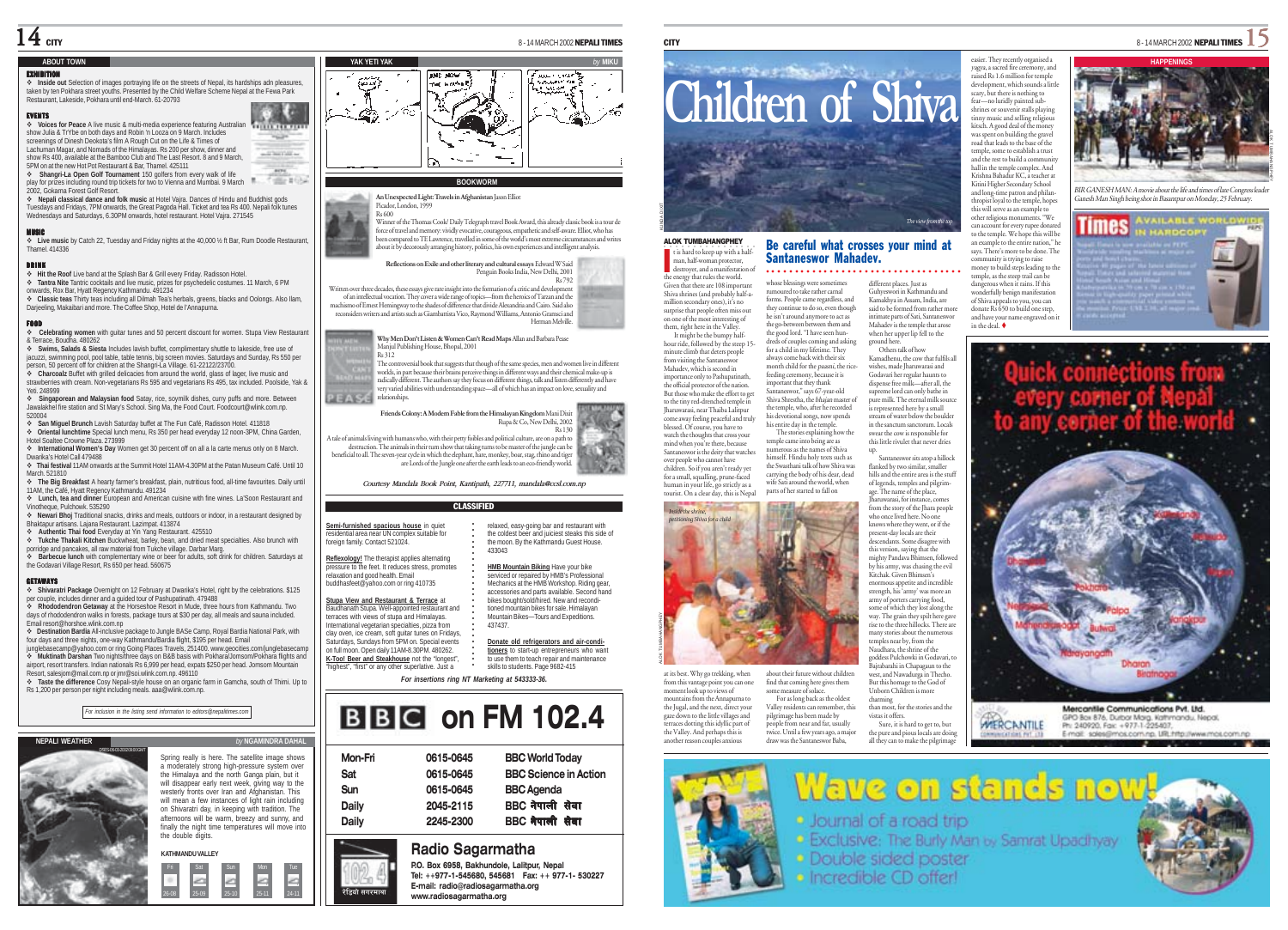## ABOUT TOWN

### EXHIBITION

❖ **Inside out** Selection of images portraying life on the streets of Nepal, its hardships adn pleasures, taken by ten Pokhara street youths. Presented by the Child Welfare Scheme Nepal at the Fewa Park Restaurant, Lakeside, Pokhara until end-March. 61-20793

### EVENTS

❖ **Voices for Peace** A live music & multi-media experience featuring Australian show Julia & TrYbe on both days and Robin 'n Looza on 9 March. Includes screenings of Dinesh Deokota's film A Rough Cut on the Life & Times of Lachuman Magar, and Nomads of the Himalayas. Rs 200 per show, dinner and show Rs 400, available at the Bamboo Club and The Last Resort. 8 and 9 March, 5PM on at the new Hot Pot Restaurant & Bar, Thamel. 425111

❖ **Shangri-La Open Golf Tournament** 150 golfers from every walk of life play for prizes including round trip tickets for two to Vienna and Mumbai. 9 March 2002, Gokarna Forest Golf Resort.

❖ **Nepali classical dance and folk music** at Hotel Vajra. Dances of Hindu and Buddhist gods Tuesdays and Fridays, 7PM onwards, the Great Pagoda Hall. Ticket and tea Rs 400. Nepali folk tunes Wednesdays and Saturdays, 6.30PM onwards, hotel restaurant. Hotel Vajra. 271545

### MUSIC

❖ **Live music** by Catch 22, Tuesday and Friday nights at the 40,000 ½ ft Bar, Rum Doodle Restaurant, Thamel. 414336

### DRINK

❖ **Hit the Roof** Live band at the Splash Bar & Grill every Friday. Radisson Hotel.

❖ **Tantra Nite** Tantric cocktails and live music, prizes for psychedelic costumes. 11 March, 6 PM onwards, Rox Bar, Hyatt Regency Kathmandu. 491234

❖ **Classic teas** Thirty teas including all Dilmah Tea's herbals, greens, blacks and Oolongs. Also Ilam, Darjeeling, Makaibari and more. The Coffee Shop, Hotel de l'Annapurna.

### FOOD

❖ **Celebrating women** with guitar tunes and 50 percent discount for women. Stupa View Restaurant & Terrace, Boudha. 480262

❖ **Swims, Salads & Siestas** Includes lavish buffet, complimentary shuttle to lakeside, free use of jacuzzi, swimming pool, pool table, table tennis, big screen movies. Saturdays and Sunday, Rs 550 per person, 50 percent off for children at the Shangri-La Village. 61-22122/23700.

❖ **Charcoalz** Buffet with grilled delicacies from around the world, glass of lager, live music and strawberries with cream. Non-vegetarians Rs 595 and vegetarians Rs 495, tax included. Poolside, Yak & Yeti. 248999

❖ **Singaporean and Malaysian food** Satay, rice, soymilk dishes, curry puffs and more. Between Jawalakhel fire station and St Mary's School. Sing Ma, the Food Court. Foodcourt@wlink.com.np. 520004

❖ **San Miguel Brunch** Lavish Saturday buffet at The Fun Café, Radisson Hotel. 411818

❖ **Oriental lunchtime** Special lunch menu, Rs 350 per head everyday 12 noon-3PM, China Garden, Hotel Soaltee Crowne Plaza. 273999

❖ **International Women's Day** Women get 30 percent off on all a la carte menus only on 8 March. Dwarika's Hotel Café 479488

❖ **Thai festival** 11AM onwards at the Summit Hotel 11AM-4.30PM at the Patan Museum Café. Until 10 March. 521810

❖ **The Big Breakfast** A hearty farmer's breakfast, plain, nutritious food, all-time favourites. Daily until 11AM, the Café, Hyatt Regency Kathmandu. 491234

❖ **Lunch, tea and dinner** European and American cuisine with fine wines. La'Soon Restaurant and Vinotheque, Pulchowk. 535290

❖ **Newari Bhoj** Traditional snacks, drinks and meals, outdoors or indoor, in a restaurant designed by Bhaktapur artisans. Lajana Restaurant. Lazimpat. 413874

❖ **Authentic Thai food** Everyday at Yin Yang Restaurant. 425510

❖ **Tukche Thakali Kitchen** Buckwheat, barley, bean, and dried meat specialties. Also brunch with porridge and pancakes, all raw material from Tukche village. Darbar Marg.

❖ **Barbecue lunch** with complementary wine or beer for adults, soft drink for children. Saturdays at the Godavari Village Resort, Rs 650 per head. 560675

### GETAWAYS

❖ **Shivaratri Package** Overnight on 12 February at Dwarika's Hotel, right by the celebrations. $125 per couple, includes dinner and a guided tour of Pashupatinath. 479488

❖ **Rhododendron Getaway** at the Horseshoe Resort in Mude, three hours from Kathmandu. Two days of rhododendron walks in forests, package tours at $30 per day, all meals and sauna included. Email resort@horshoe.wlink.com.np

❖ **Destination Bardia** All-inclusive package to Jungle BASe Camp, Royal Bardia National Park, with four days and three nights, one-way Kathmandu/Bardia flight, $195 per head. Email junglebasecamp@yahoo.com or ring Going Places Travels, 251400. www.geocities.com/junglebasecamp

❖ **Muktinath Darshan** Two nights/three days on B&B basis with Pokhara/Jomsom/Pokhara flights and airport, resort transfers. Indian nationals Rs 6,999 per head, expats $250 per head. Jomsom Mountain Resort, salesjom@mail.com.np or jmr@soi.wlink.com.np. 496110

❖ **Taste the difference** Cosy Nepali-style house on an organic farm in Gamcha, south of Thimi. Up to Rs 1,200 per person per night including meals. aaa@wlink.com.np.

*For inclusion in the listing send information to editors@nepalitimes.com*

## NEPALI WEATHER

*by NGAMINDRA DAHAL*

Spring really is here. The satellite image shows a moderately strong high-pressure system over the Himalaya and the north Ganga plain, but it will disappear early next week, giving way to the westerly fronts over Iran and Afghanistan. This will mean a few instances of light rain including on Shivaratri day, in keeping with tradition. The afternoons will be warm, breezy and sunny, and finally the night time temperatures will move into the double digits.

**KATHMANDU VALLEY**

| Fri | Sat | Sun | Mon | Tue |
|---|---|---|---|---|
| 26-08 | 25-09 | 25-10 | 25-11 | 24-11 |

## YAK YETI YAK

*by MIKU*

## BOOKWORM

**An Unexpected Light: Travels in Afghanistan** Jason Elliot
Picador, London, 1999
Rs 600

Winner of the Thomas Cook/ Daily Telegraph travel Book Award, this already classic book is a tour de force of travel and memory: vividly evocative, courageous, empathetic and self-aware. Elliot, who has been compared to TE Lawrence, travelled in some of the world's most extreme circumstances and writes about it by decorously arranging history, politics, his own experiences and intelligent analysis.

**Reflections on Exile and other literary and cultural essays** Edward W Said
Penguin Books India, New Delhi, 2001
Rs 792

Written over three decades, these essays give rare insight into the formation of a critic and development of an intellectual vocation. They cover a wide range of topics—from the heroics of Tarzan and the machismo of Ernest Hemingway to the shades of difference that divide Alexandria and Cairo. Said also reconsiders writers and artists such as Giambattista Vico, Raymond Williams, Antonio Gramsci and Herman Melville.

**Why Men Don't Listen & Women Can't Read Maps** Allan and Barbara Pease
Manjul Publishing House, Bhopal, 2001
Rs 312

The controversial book that suggests that though of the same species, men and women live in different worlds, in part because their brains perceive things in different ways and their chemical make-up is radically different. The authors say they focus on different things, talk and listen differently and have very varied abilities with understanding space—all of which has an impact on love, sexuality and relationships.

**Friends Colony: A Modern Fable from the Himalayan Kingdom** Mani Dixit
Rupa & Co, New Delhi, 2002
Rs 130

A tale of animals living with humans who, with their petty foibles and political culture, are on a path to destruction. The animals in their turn show that taking turns to be master of the jungle can be beneficial to all. The seven-year cycle in which the elephant, hare, monkey, boar, stag, rhino and tiger are Lords of the Jungle one after the earth leads to an eco-friendly world.

*Courtesy Mandala Book Point, Kantipath, 227711, mandala@ccsl.com.np*

## CLASSIFIED

**Semi-furnished spacious house** in quiet residential area near UN complex suitable for foreign family. Contact 521024.

**Reflexology!** The therapist applies alternating pressure to the feet. It reduces stress, promotes relaxation and good health. Email buddhasfeet@yahoo.com or ring 410735

**Stupa View and Restaurant & Terrace** at Baudhanath Stupa. Well-appointed restaurant and terraces with views of stupa and Himalayas. International vegetarian specialties, pizza from clay oven, ice cream, soft guitar tunes on Fridays, Saturdays, Sundays from 5PM on. Special events on full moon. Open daily 11AM-8.30PM. 480262.

**K-Too! Beer and Steakhouse** not the "longest", "highest", "first" or any other superlative. Just a relaxed, easy-going bar and restaurant with the coldest beer and juiciest steaks this side of the moon. By the Kathmandu Guest House. 433043

**HMB Mountain Biking** Have your bike serviced or repaired by HMB's Professional Mechanics at the HMB Workshop. Riding gear, accessories and parts available. Second hand bikes bought/sold/hired. New and reconditioned mountain bikes for sale. Himalayan Mountain Bikes—Tours and Expeditions. 437437.

**Donate old refrigerators and air-conditioners** to start-up entrepreneurs who want to use them to teach repair and maintenance skills to students. Page 9682-415

*For insertions ring NT Marketing at 543333-36.*

## BBC on FM 102.4

| | | |
|---|---|---|
| Mon-Fri | 0615-0645 | BBC World Today |
| Sat | 0615-0645 | BBC Science in Action |
| Sun | 0615-0645 | BBC Agenda |
| Daily | 2045-2115 | BBC नेपाली सेवा |
| Daily | 2245-2300 | BBC नेपाली सेवा |

**Radio Sagarmatha**
P.O. Box 6958, Bakhundole, Lalitpur, Nepal
Tel: ++977-1-545680, 545681 Fax: ++ 977-1- 530227
E-mail: radio@radiosagarmatha.org
www.radiosagarmatha.org

# Children of Shiva

*The view from the top.*

## Be careful what crosses your mind at Santaneswor Mahadev.

**ALOK TUMBAHANGPHEY**

It is hard to keep up with a half-man, half-woman protector, destroyer, and a manifestation of the energy that rules the world. Given that there are 108 important Shiva shrines (and probably half-a-million secondary ones), it's no surprise that people often miss out on one of the most interesting of them, right here in the Valley.

It might be the bumpy half-hour ride, followed by the steep 15-minute climb that deters people from visiting the Santaneswor Mahadev, which is second in importance only to Pashupatinath, the official protector of the nation. But those who make the effort to get to the tiny red-drenched temple in Jharuwarasi, near Thaiba Lalitpur come away feeling peaceful and truly blessed. Of course, you have to watch the thoughts that cross your mind when you're there, because Santaneswor is the deity that watches over people who cannot have children. So if you aren't ready yet for a small, squalling, prune-faced human in your life, go strictly as a tourist. On a clear day, this is Nepal at its best. Why go trekking, when from this vantage point you can one moment look up to views of mountains from the Annapurna to the Jugal, and the next, direct your gaze down to the little villages and terraces dotting this idyllic part of the Valley. And perhaps this is another reason couples anxious about their future without children find that coming here gives them some measure of solace.

For as long back as the oldest Valley residents can remember, this pilgrimage has been made by people from near and far, usually twice. Until a few years ago, a major draw was the Santaneswor Baba, whose blessings were sometimes rumoured to take rather carnal forms. People came regardless, and they continue to do so, even though he isn't around anymore to act as the go-between between them and the good lord. "I have seen hundreds of couples coming and asking for a child in my lifetime. They always come back with their six month child for the *pasani*, the rice-feeding ceremony, because it is important that they thank Santaneswor," says 67-year-old Shiva Shrestha, the *bhajan* master of the temple, who, after he recorded his devotional songs, now spends his entire day in the temple.

The stories explaining how the temple came into being are as numerous as the names of Shiva himself. Hindu holy texts such as the Swasthani talk of how Shiva was carrying the body of his dear, dead wife Sati around the world, when parts of her started to fall on different places. Just as Guhyeswori in Kathmandu and Kamakhya in Assam, India, are said to be formed from rather more intimate parts of Sati, Santaneswor Mahadev is the temple that arose when her upper lip fell to the ground here.

Others talk of how Kamadhenu, the cow that fulfils all wishes, made Jharuwarasi and Godavari her regular haunts to dispense free milk—after all, the supreme lord can only bathe in pure milk. The eternal milk source is represented here by a small stream of water below the boulder in the sanctum sanctorum. Locals swear the cow is responsible for this little rivulet that never dries up.

Santaneswor sits atop a hillock flanked by two similar, smaller hills and the entire area is the stuff of legends, temples and pilgrimage. The name of the place, Jharuwarasi, for instance, comes from the story of the Jhara people who once lived here. No one knows where they went, or if the present-day locals are their descendants. Some disagree with this version, saying that the mighty Pandava Bhimsen, followed by his army, was chasing the evil Kitchak. Given Bhimsen's enormous appetite and incredible strength, his 'army' was more an army of porters carrying food, some of which they lost along the way. The grain they spilt here gave rise to the three hillocks. There are many stories about the numerous temples near by, from the Naudhara, the shrine of the goddess Pulchowki in Godavari, to Bajrabarahi in Chapagaun to the west, and Nawadurga in Thecho. But this homage to the God of Unborn Children is more charming than most, for the stories and the vistas it offers.

Sure, it is hard to get to, but the pure and pious locals are doing all they can to make the pilgrimage easier. They recently organised a *yagya*, a sacred fire ceremony, and raised Rs 1.6 million for temple development, which sounds a little scary, but there is nothing to fear—no luridly painted sub-shrines or souvenir stalls playing tinny music and selling religious kitsch. A good deal of the money was spent on building the gravel road that leads to the base of the temple, some to establish a trust and the rest to build a community hall in the temple complex. And Krishna Bahadur KC, a teacher at Kitini Higher Secondary School and long-time patron and philanthropist loyal to the temple, hopes this will serve as an example to other religious monuments. "We can account for every rupee donated to the temple. We hope this will be an example to the entire nation," he says. There's more to be done. The community is trying to raise money to build steps leading to the temple, as the steep trail can be dangerous when it rains. If this wonderfully benign manifestation of Shiva appeals to you, you can donate Rs 650 to build one step, and have your name engraved on it in the deal. ♦

*Inside the shrine, petitioning Shiva for a child*

## HAPPENINGS

*BIR GANESH MAN: A movie about the life and times of late Congress leader Ganesh Man Singh being shot in Basantpur on Monday, 25 February.*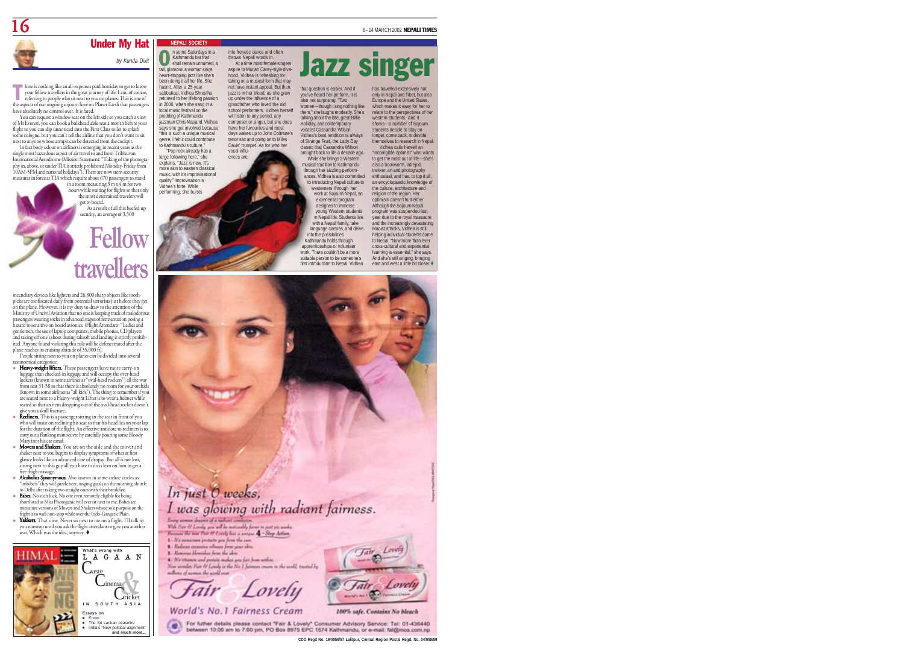## Under My Hat

*by Kunda Dixit*

# Fellow travellers

There is nothing like an all-expenses paid horriday to get to know your fellow travellers in the great journey of life. I am, of course, referring to people who sit next to you on planes. This is one of the aspects of our ongoing sojourn here on Planet Earth that passengers have absolutely no control over. It is fated.

You can request a window seat on the left side so you catch a view of Mt Everest, you can book a bulkhead aisle seat a month before your flight so you can slip unnoticed into the First Class toilet to splash some cologne, but you can't tell the airline that you don't want to sit next to anyone whose armpit can be detected from the cockpit.

In fact body odour on airliners is emerging in recent years as the single most hazardous aspect of air travel to and from Tribhuvan International Aerodrome (Mission Statement: "Taking of the photography in, above, or under TIA is strictly prohibited Monday-Friday from 10AM-5PM and national holidays"). There are now stern security measures in force at TIA which require about 670 passengers to stand in a room measuring 3 m x 4 m for two hours while waiting for flights so that only the most determined travelers will get to board.

As a result of all this beefed up security, an average of 3,500 incendiary devices like lighters and 26,800 sharp objects like toothpicks are confiscated daily from potential terrorists just before they get on the plane. However, it is my duty to draw to the attention of the Ministry of Uncivil Aviation that no one is keeping track of malodorous passengers wearing socks in advanced stages of fermentation posing a hazard to sensitive on board avionics. (Flight Attendant: "Ladies and gentlemen, the use of laptop computers, mobile phones, CD players and taking off one's shoes during takeoff and landing is strictly prohibited. Anyone found violating this rule will be defenestrated after the plane reaches its cruising altitude of 35,000 ft).

People sitting next to you on planes can be divided into several taxonomical categories:

- **Heavy-weight lifters.** These passengers have more carry-on luggage than checked-in luggage and will occupy the over-head lockers (known in some airlines as "oval-head rockers") all the way from seat 31-38 so that there is absolutely no room for your orchids (known in some airlines as "all kids"). The thing to remember if you are seated next to a Heavy-weight Lifter is to wear a helmet while seated so that an item dropping out of the oval-head rocker doesn't give you a skull fracture.
- **Recliners.** This is a passenger sitting in the seat in front of you who will insist on reclining his seat so that his head lies on your lap for the duration of the flight. An effective antidote to recliners is to carry out a flanking manoeuvre by carefully pouring some Bloody Mary into his ear canal.
- **Movers and Shakers.** You are on the aisle and the mover and shaker next to you begins to display symptoms of what at first glance looks like an advanced case of dropsy. But all is not lost, sitting next to this guy all you have to do is lean on him to get a free thigh massage.
- **Alcoholics Synonymous.** Also known in some airline circles as "imbibers" they will guzzle beer, singing gazals on the morning shuttle to Delhi after taking two straight ones with their breakfast.
- **Babes.** No such luck. No one even remotely eligible for being shortlisted as Miss Photogenic will ever sit next to me. Babes are miniature versions of Movers and Shakers whose sole purpose on the fright is to wail non-stop while over the Indo-Gangetic Plain.
- **Yakkers.** That's me. Never sit next to me on a flight. I'll talk to you nonstop until you ask the flight attendant to give you another seat. Which was the idea, anyway. ♦

HIMAL

What's wrong with LAGAAN

Caste Cinema & Cricket IN SOUTH ASIA

Essays on

- Enron
- The Sri Lankan ceasefire
- India's "New political alignment"

and much more...

NEPALI SOCIETY

# Jazz singer

On some Saturdays in a Kathmandu bar that shall remain unnamed, a tall, glamorous woman sings heart-stopping jazz like she's been doing it all her life. She hasn't. After a 25-year sabbatical, Vidhea Shrestha returned to her lifelong passion in 2000, when she sang in a local music festival on the prodding of Kathmandu jazzman Chris Masand. Vidhea says she got involved because "this is such a unique musical genre, I felt it could contribute to Kathmandu's culture."

"Pop rock already has a large following here," she explains. "Jazz is new. It's more akin to eastern classical music, with it's improvisational quality." Improvisation is Vidhea's forte. While performing, she bursts into frenetic dance and often throws Nepali words in.

At a time most female singers aspire to Mariah Carey-style divahood, Vidhea is refreshing for taking on a musical form that may not have instant appeal. But then, jazz is in her blood, as she grew up under the influence of a grandfather who loved the old school performers. Vidhea herself will listen to any period, any composer or singer, but she does have her favourites and most days wakes up to John Coltrane's tenor sax and going on to Miles Davis' trumpet. As for who her vocal influences are, that question is easier. And if you've heard her perform, it is also not surprising: "Two women—though I sing nothing like them," she laughs modestly. She's talking about the late, great Billie Holliday, and contemporary vocalist Cassandra Wilson. Vidhea's best rendition is always of Strange Fruit, the Lady Day classic that Cassandra Wilson brought back to life a decade ago.

While she brings a Western musical tradition to Kathmandu through her sizzling performances, Vidhea is also committed to introducing Nepali culture to westerners through her work at Sojourn Nepal, an experiential program designed to immerse young Western students in Nepali life. Students live with a Nepali family, take language classes, and delve into the possibilities Kathmandu holds through apprenticeships or volunteer work. There couldn't be a more suitable person to be someone's first introduction to Nepal. Vidhea has travelled extensively not only in Nepal and Tibet, but also Europe and the United States, which makes it easy for her to relate to the perspectives of her western students. And it shows—a number of Sojourn students decide to stay on longer, come back, or devote themselves to research in Nepal.

Vidhea calls herself an "incorrigible optimist" who wants to get the most out of life—she's also a bookworm, intrepid trekker, art and photography enthusiast, and has, to top it all, an encyclopaedic knowledge of the culture, architecture and religion of the region. Her optimism doesn't hurt either. Although the Sojourn Nepal program was suspended last year due to the royal massacre and the increasingly devastating Maoist attacks, Vidhea is still helping individual students come to Nepal. "Now more than ever cross-cultural and experiential learning is essential," she says. And she's still singing, bringing east and west a little bit closer.♦

*In just 6 weeks, I was glowing with radiant fairness.*

Every woman dreams of a radiant complexion.
With Fair & Lovely, you will be noticeably fairer in just six weeks.
Because the new Fair & Lovely has a unique 4-Step Action.

1. It's sunscreen protects you from the sun.
2. Reduces excessive oiliness from your skin.
3. Removes blemishes from the skin.
4. It's vitamin and protein makes you fair from within.

Now wonder, Fair & Lovely is the No.1 fairness cream in the world, trusted by millions of women the world over.

Fair & Lovely

World's No.1 Fairness Cream

100% safe. Contains No bleach

For futher details please contact "Fair & Lovely" Consumer Advisory Service: Tel: 01-436440 between 10:00 am to 7:00 pm, PO Box 8975 EPC 1574 Kathmandu, or e-mail: fal@mos.com.np

CDO Regd No. 194/056/57 Lalitpur, Central Region Postal Regd. No. 04/058/59